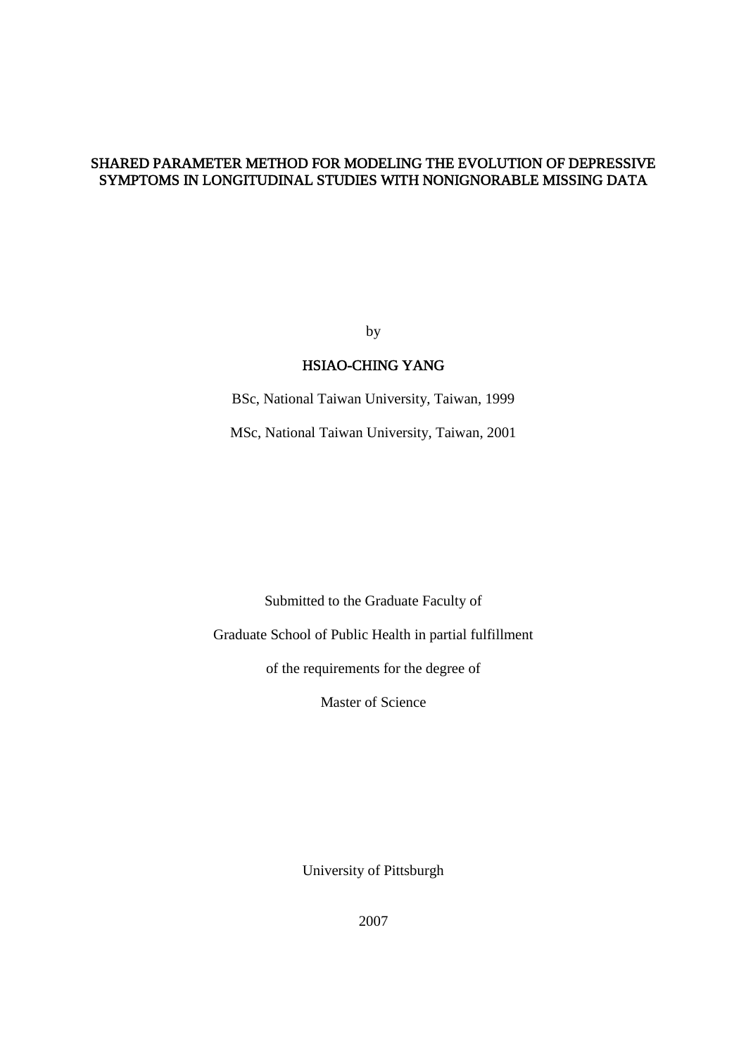# SHARED PARAMETER METHOD FOR MODELING THE EVOLUTION OF DEPRESSIVE SYMPTOMS IN LONGITUDINAL STUDIES WITH NONIGNORABLE MISSING DATA

by

**HSIAO-CHING YANG**

BSc, National Taiwan University, Taiwan, 1999

MSc, National Taiwan University, Taiwan, 2001

Submitted to the Graduate Faculty of

Graduate School of Public Health in partial fulfillment

of the requirements for the degree of

Master of Science

University of Pittsburgh

2007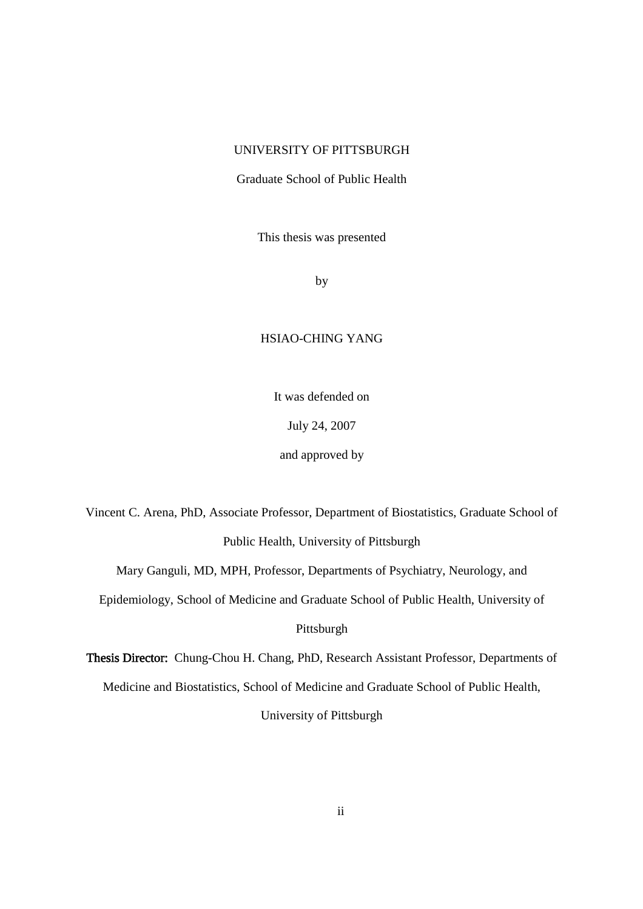UNIVERSITY OF PITTSBURGH

Graduate School of Public Health

This thesis was presented

by

HSIAO-CHING YANG

It was defended on

July 24, 2007

and approved by

Vincent C. Arena, PhD, Associate Professor, Department of Biostatistics, Graduate School of Public Health, University of Pittsburgh

Mary Ganguli, MD, MPH, Professor, Departments of Psychiatry, Neurology, and Epidemiology, School of Medicine and Graduate School of Public Health, University of Pittsburgh

**Thesis Director:** Chung-Chou H. Chang, PhD, Research Assistant Professor, Departments of Medicine and Biostatistics, School of Medicine and Graduate School of Public Health, University of Pittsburgh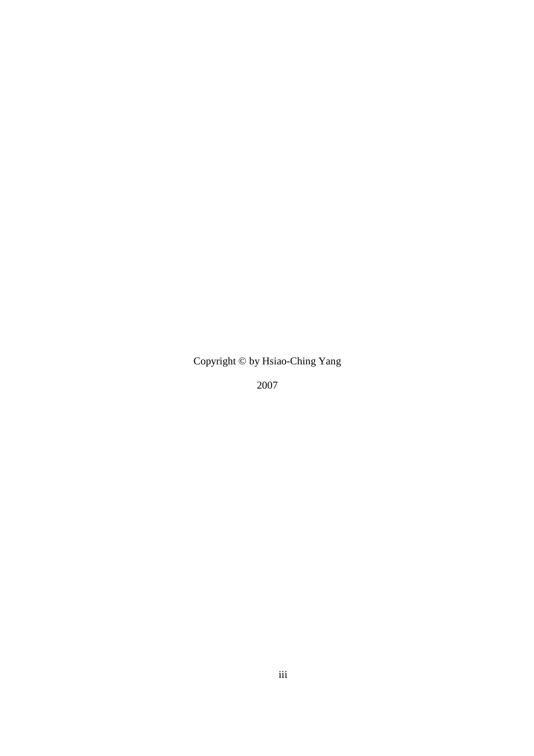Copyright © by Hsiao-Ching Yang

2007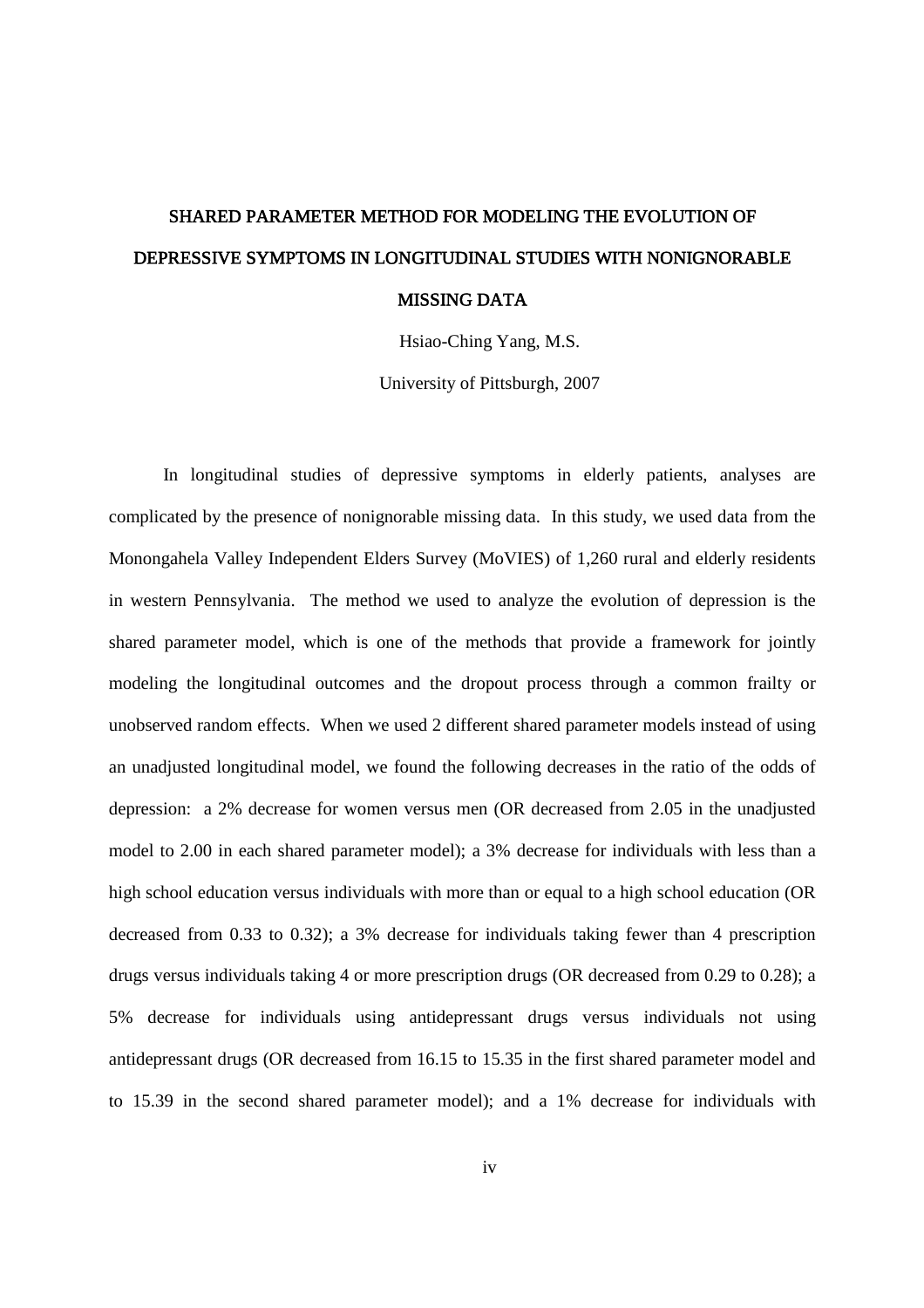# SHARED PARAMETER METHOD FOR MODELING THE EVOLUTION OF DEPRESSIVE SYMPTOMS IN LONGITUDINAL STUDIES WITH NONIGNORABLE MISSING DATA

Hsiao-Ching Yang, M.S.

University of Pittsburgh, 2007

In longitudinal studies of depressive symptoms in elderly patients, analyses are complicated by the presence of nonignorable missing data. In this study, we used data from the Monongahela Valley Independent Elders Survey (MoVIES) of 1,260 rural and elderly residents in western Pennsylvania. The method we used to analyze the evolution of depression is the shared parameter model, which is one of the methods that provide a framework for jointly modeling the longitudinal outcomes and the dropout process through a common frailty or unobserved random effects. When we used 2 different shared parameter models instead of using an unadjusted longitudinal model, we found the following decreases in the ratio of the odds of depression: a 2% decrease for women versus men (OR decreased from 2.05 in the unadjusted model to 2.00 in each shared parameter model); a 3% decrease for individuals with less than a high school education versus individuals with more than or equal to a high school education (OR decreased from 0.33 to 0.32); a 3% decrease for individuals taking fewer than 4 prescription drugs versus individuals taking 4 or more prescription drugs (OR decreased from 0.29 to 0.28); a 5% decrease for individuals using antidepressant drugs versus individuals not using antidepressant drugs (OR decreased from 16.15 to 15.35 in the first shared parameter model and to 15.39 in the second shared parameter model); and a 1% decrease for individuals with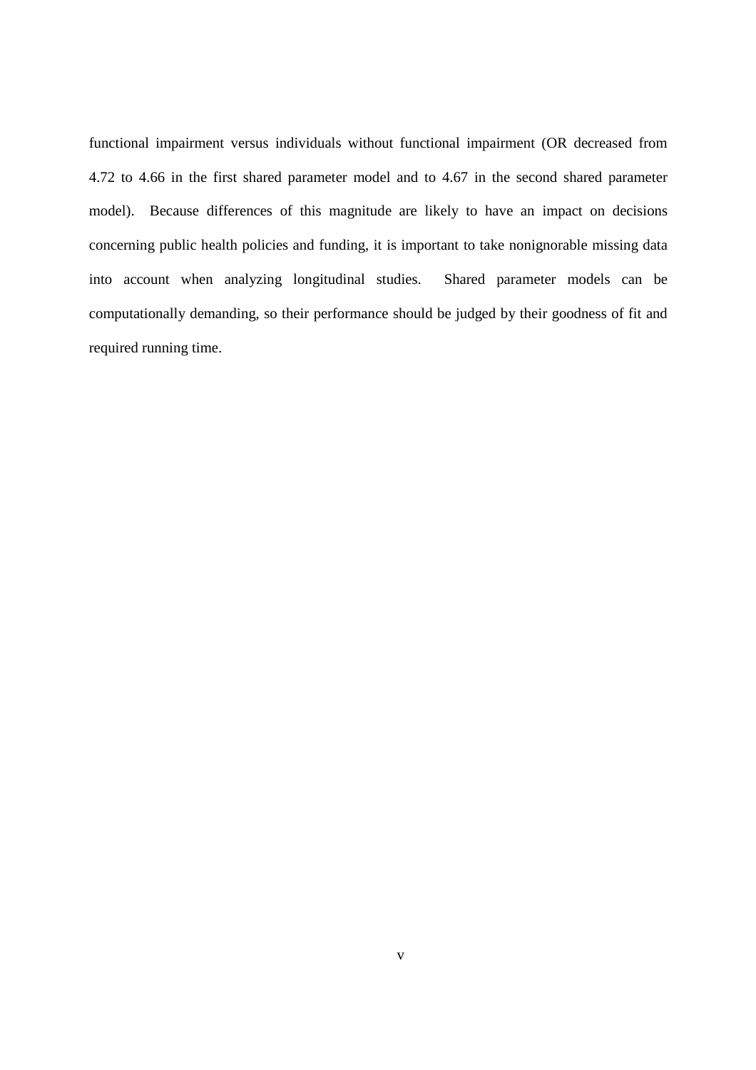functional impairment versus individuals without functional impairment (OR decreased from 4.72 to 4.66 in the first shared parameter model and to 4.67 in the second shared parameter model). Because differences of this magnitude are likely to have an impact on decisions concerning public health policies and funding, it is important to take nonignorable missing data into account when analyzing longitudinal studies. Shared parameter models can be computationally demanding, so their performance should be judged by their goodness of fit and required running time.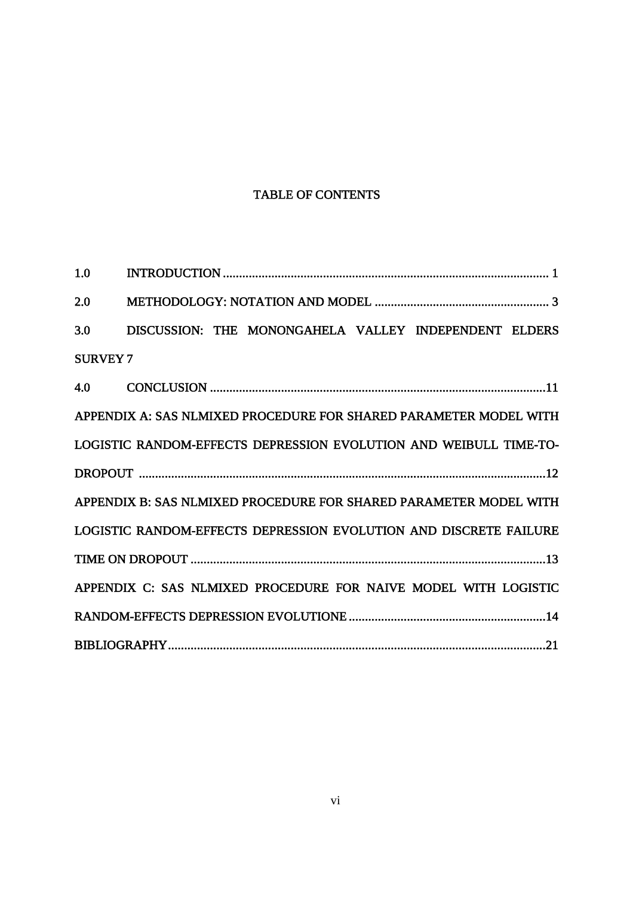# TABLE OF CONTENTS

1.0 INTRODUCTION ..................................................................................................... 1

2.0 METHODOLOGY: NOTATION AND MODEL ...................................................... 3

3.0 DISCUSSION: THE MONONGAHELA VALLEY INDEPENDENT ELDERS SURVEY 7

4.0 CONCLUSION .......................................................................................................11

APPENDIX A: SAS NLMIXED PROCEDURE FOR SHARED PARAMETER MODEL WITH LOGISTIC RANDOM-EFFECTS DEPRESSION EVOLUTION AND WEIBULL TIME-TO-DROPOUT .............................................................................................................12

APPENDIX B: SAS NLMIXED PROCEDURE FOR SHARED PARAMETER MODEL WITH LOGISTIC RANDOM-EFFECTS DEPRESSION EVOLUTION AND DISCRETE FAILURE TIME ON DROPOUT ............................................................................................13

APPENDIX C: SAS NLMIXED PROCEDURE FOR NAIVE MODEL WITH LOGISTIC RANDOM-EFFECTS DEPRESSION EVOLUTIONE .............................................................14

BIBLIOGRAPHY....................................................................................................................21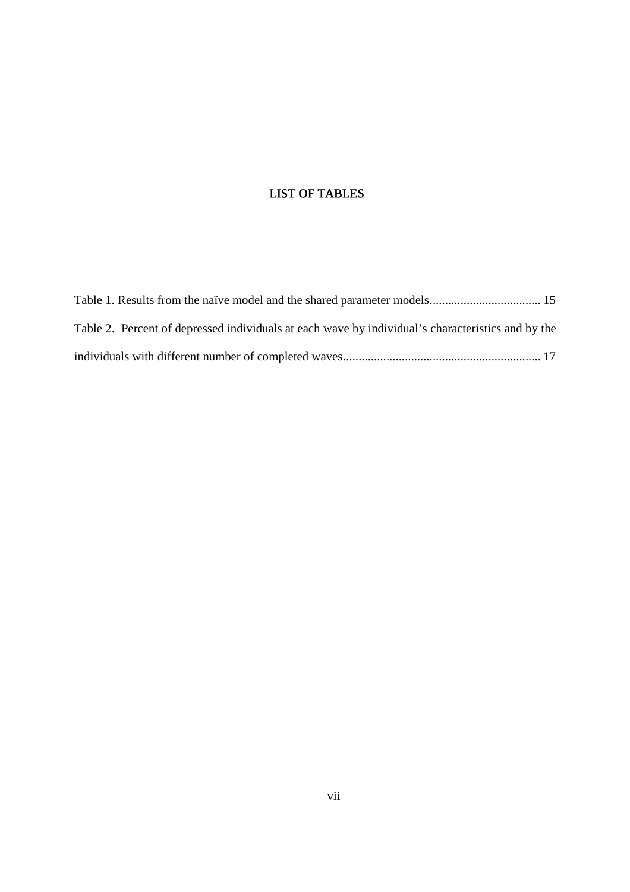# LIST OF TABLES

Table 1. Results from the naïve model and the shared parameter models.................................... 15

Table 2. Percent of depressed individuals at each wave by individual's characteristics and by the individuals with different number of completed waves............................................................... 17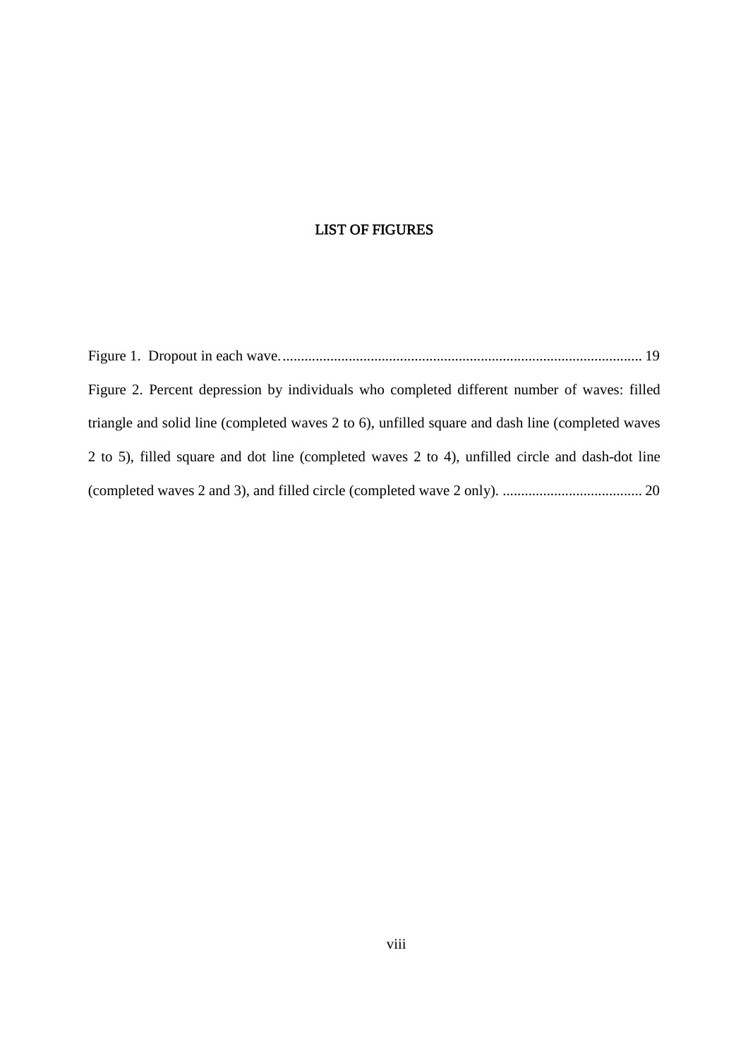# LIST OF FIGURES

Figure 1. Dropout in each wave. .................................................................................................. 19

Figure 2. Percent depression by individuals who completed different number of waves: filled triangle and solid line (completed waves 2 to 6), unfilled square and dash line (completed waves 2 to 5), filled square and dot line (completed waves 2 to 4), unfilled circle and dash-dot line (completed waves 2 and 3), and filled circle (completed wave 2 only). ...................................... 20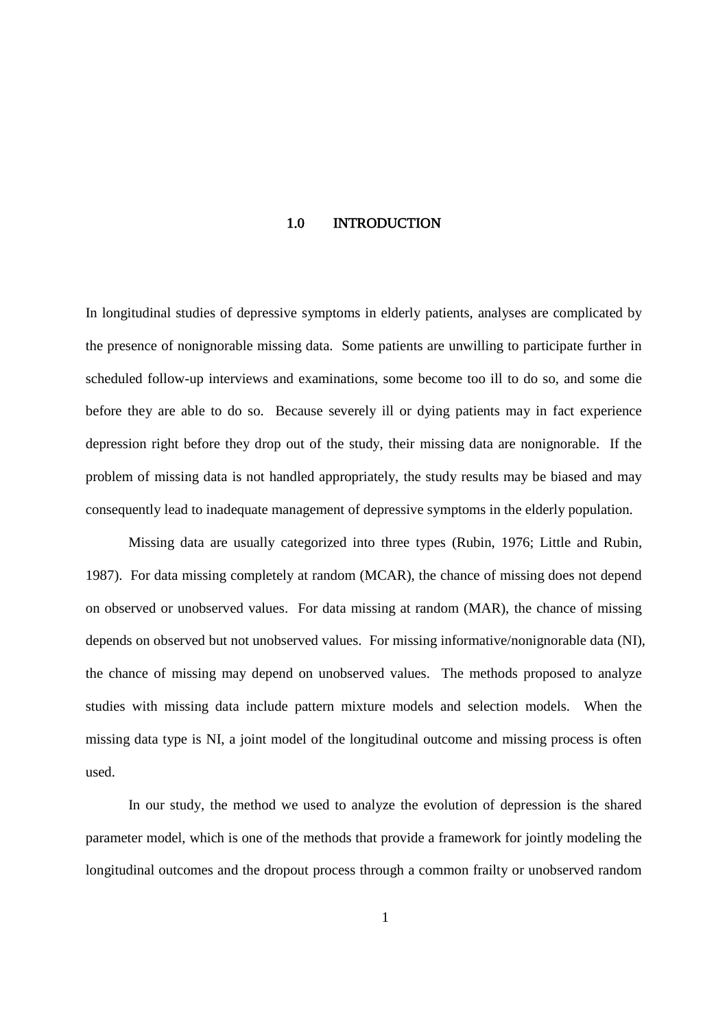# 1.0 INTRODUCTION

In longitudinal studies of depressive symptoms in elderly patients, analyses are complicated by the presence of nonignorable missing data. Some patients are unwilling to participate further in scheduled follow-up interviews and examinations, some become too ill to do so, and some die before they are able to do so. Because severely ill or dying patients may in fact experience depression right before they drop out of the study, their missing data are nonignorable. If the problem of missing data is not handled appropriately, the study results may be biased and may consequently lead to inadequate management of depressive symptoms in the elderly population.

Missing data are usually categorized into three types (Rubin, 1976; Little and Rubin, 1987). For data missing completely at random (MCAR), the chance of missing does not depend on observed or unobserved values. For data missing at random (MAR), the chance of missing depends on observed but not unobserved values. For missing informative/nonignorable data (NI), the chance of missing may depend on unobserved values. The methods proposed to analyze studies with missing data include pattern mixture models and selection models. When the missing data type is NI, a joint model of the longitudinal outcome and missing process is often used.

In our study, the method we used to analyze the evolution of depression is the shared parameter model, which is one of the methods that provide a framework for jointly modeling the longitudinal outcomes and the dropout process through a common frailty or unobserved random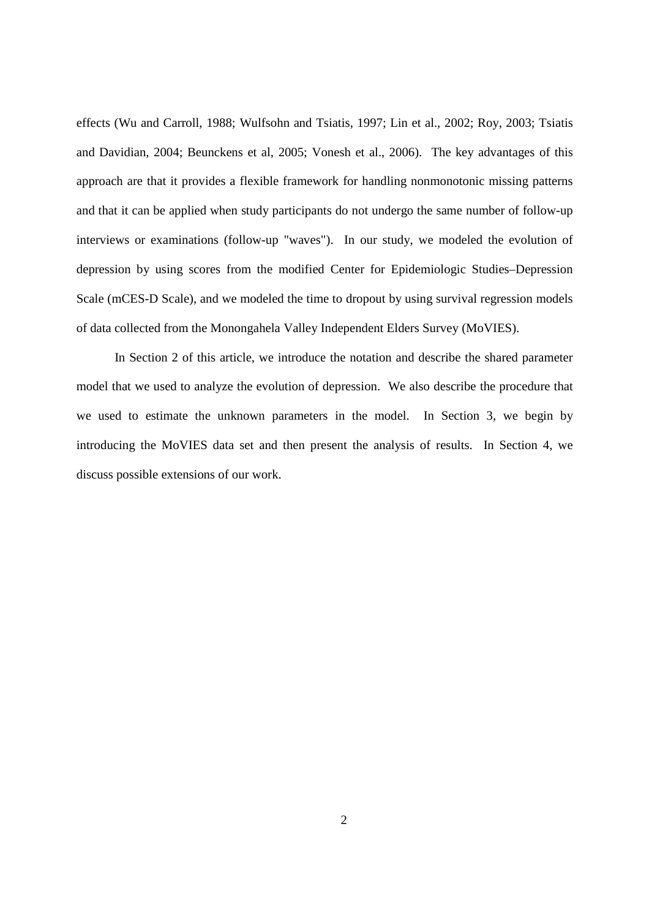effects (Wu and Carroll, 1988; Wulfsohn and Tsiatis, 1997; Lin et al., 2002; Roy, 2003; Tsiatis and Davidian, 2004; Beunckens et al, 2005; Vonesh et al., 2006). The key advantages of this approach are that it provides a flexible framework for handling nonmonotonic missing patterns and that it can be applied when study participants do not undergo the same number of follow-up interviews or examinations (follow-up "waves"). In our study, we modeled the evolution of depression by using scores from the modified Center for Epidemiologic Studies–Depression Scale (mCES-D Scale), and we modeled the time to dropout by using survival regression models of data collected from the Monongahela Valley Independent Elders Survey (MoVIES).

In Section 2 of this article, we introduce the notation and describe the shared parameter model that we used to analyze the evolution of depression. We also describe the procedure that we used to estimate the unknown parameters in the model. In Section 3, we begin by introducing the MoVIES data set and then present the analysis of results. In Section 4, we discuss possible extensions of our work.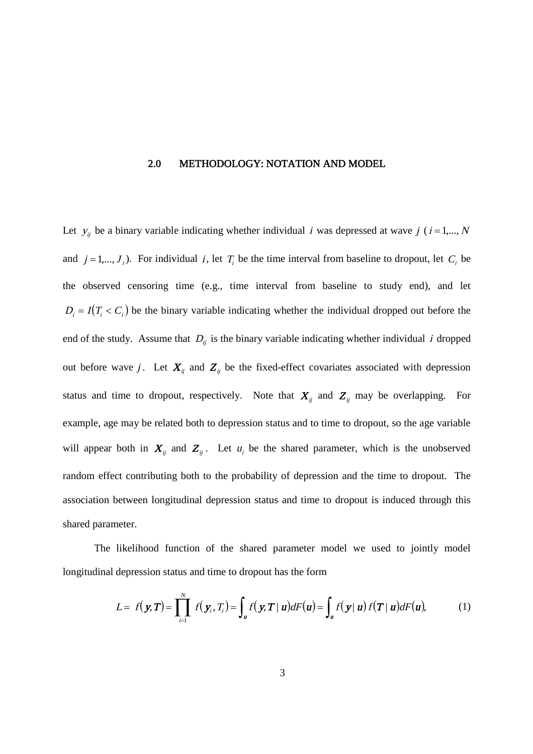## 2.0 METHODOLOGY: NOTATION AND MODEL

Let $y_{ij}$ be a binary variable indicating whether individual $i$ was depressed at wave $j$ ( $i = 1,..., N$ and $j = 1,..., J_i$ ). For individual $i$, let $T_i$ be the time interval from baseline to dropout, let $C_i$ be the observed censoring time (e.g., time interval from baseline to study end), and let $D_i = I(T_i < C_i)$ be the binary variable indicating whether the individual dropped out before the end of the study. Assume that $D_{ij}$ is the binary variable indicating whether individual $i$ dropped out before wave $j$. Let $\boldsymbol{X}_{ij}$ and $\boldsymbol{Z}_{ij}$ be the fixed-effect covariates associated with depression status and time to dropout, respectively. Note that $\boldsymbol{X}_{ij}$ and $\boldsymbol{Z}_{ij}$ may be overlapping. For example, age may be related both to depression status and to time to dropout, so the age variable will appear both in $\boldsymbol{X}_{ij}$ and $\boldsymbol{Z}_{ij}$. Let $u_i$ be the shared parameter, which is the unobserved random effect contributing both to the probability of depression and the time to dropout. The association between longitudinal depression status and time to dropout is induced through this shared parameter.

The likelihood function of the shared parameter model we used to jointly model longitudinal depression status and time to dropout has the form

$$L = f(\boldsymbol{y}, \boldsymbol{T}) = \prod_{i=1}^{N} f(\boldsymbol{y}_i, T_i) = \int_{\boldsymbol{u}} f(\boldsymbol{y}, \boldsymbol{T} \mid \boldsymbol{u}) dF(\boldsymbol{u}) = \int_{\boldsymbol{u}} f(\boldsymbol{y} \mid \boldsymbol{u}) f(\boldsymbol{T} \mid \boldsymbol{u}) dF(\boldsymbol{u}), \tag{1}$$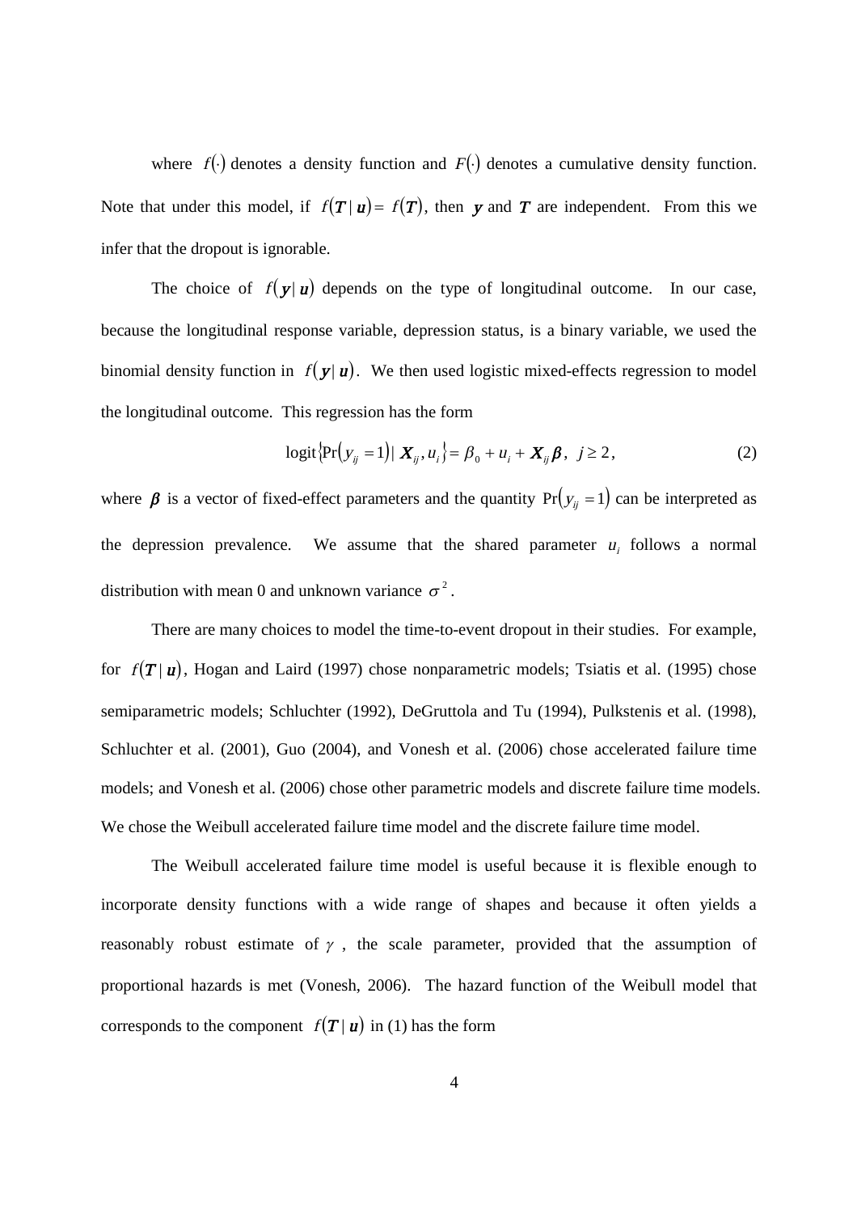where $f(\cdot)$ denotes a density function and $F(\cdot)$ denotes a cumulative density function. Note that under this model, if $f(\boldsymbol{T} \mid \boldsymbol{u}) = f(\boldsymbol{T})$, then $\boldsymbol{y}$ and $\boldsymbol{T}$ are independent. From this we infer that the dropout is ignorable.

The choice of $f(\boldsymbol{y} \mid \boldsymbol{u})$ depends on the type of longitudinal outcome. In our case, because the longitudinal response variable, depression status, is a binary variable, we used the binomial density function in $f(\boldsymbol{y} \mid \boldsymbol{u})$. We then used logistic mixed-effects regression to model the longitudinal outcome. This regression has the form

$$\text{logit}\{\Pr(y_{ij} = 1) \mid \boldsymbol{X}_{ij}, u_i\} = \beta_0 + u_i + \boldsymbol{X}_{ij}\boldsymbol{\beta}, \;\; j \geq 2, \tag{2}$$

where $\boldsymbol{\beta}$ is a vector of fixed-effect parameters and the quantity $\Pr(y_{ij} = 1)$ can be interpreted as the depression prevalence. We assume that the shared parameter $u_i$ follows a normal distribution with mean 0 and unknown variance $\sigma^2$.

There are many choices to model the time-to-event dropout in their studies. For example, for $f(\boldsymbol{T} \mid \boldsymbol{u})$, Hogan and Laird (1997) chose nonparametric models; Tsiatis et al. (1995) chose semiparametric models; Schluchter (1992), DeGruttola and Tu (1994), Pulkstenis et al. (1998), Schluchter et al. (2001), Guo (2004), and Vonesh et al. (2006) chose accelerated failure time models; and Vonesh et al. (2006) chose other parametric models and discrete failure time models. We chose the Weibull accelerated failure time model and the discrete failure time model.

The Weibull accelerated failure time model is useful because it is flexible enough to incorporate density functions with a wide range of shapes and because it often yields a reasonably robust estimate of $\gamma$, the scale parameter, provided that the assumption of proportional hazards is met (Vonesh, 2006). The hazard function of the Weibull model that corresponds to the component $f(\boldsymbol{T} \mid \boldsymbol{u})$ in (1) has the form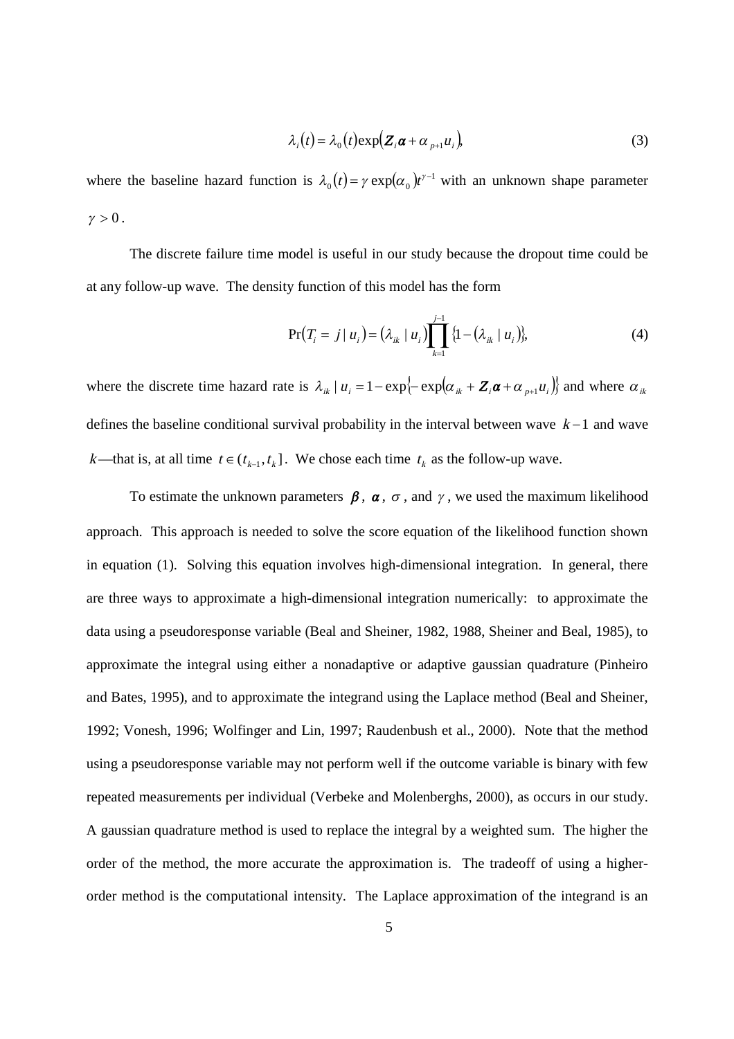$$\lambda_i(t) = \lambda_0(t)\exp(\boldsymbol{Z}_i\boldsymbol{\alpha} + \alpha_{p+1}u_i), \tag{3}$$

where the baseline hazard function is $\lambda_0(t) = \gamma\exp(\alpha_0)t^{\gamma-1}$ with an unknown shape parameter $\gamma > 0$.

The discrete failure time model is useful in our study because the dropout time could be at any follow-up wave. The density function of this model has the form

$$\Pr(T_i = j \mid u_i) = (\lambda_{ik} \mid u_i)\prod_{k=1}^{j-1}\{1-(\lambda_{ik} \mid u_i)\}, \tag{4}$$

where the discrete time hazard rate is $\lambda_{ik} \mid u_i = 1-\exp\{-\exp(\alpha_{ik} + \boldsymbol{Z}_i\boldsymbol{\alpha} + \alpha_{p+1}u_i)\}$ and where $\alpha_{ik}$ defines the baseline conditional survival probability in the interval between wave $k-1$ and wave $k$—that is, at all time $t \in (t_{k-1}, t_k]$. We chose each time $t_k$ as the follow-up wave.

To estimate the unknown parameters $\boldsymbol{\beta}$, $\boldsymbol{\alpha}$, $\sigma$, and $\gamma$, we used the maximum likelihood approach. This approach is needed to solve the score equation of the likelihood function shown in equation (1). Solving this equation involves high-dimensional integration. In general, there are three ways to approximate a high-dimensional integration numerically: to approximate the data using a pseudoresponse variable (Beal and Sheiner, 1982, 1988, Sheiner and Beal, 1985), to approximate the integral using either a nonadaptive or adaptive gaussian quadrature (Pinheiro and Bates, 1995), and to approximate the integrand using the Laplace method (Beal and Sheiner, 1992; Vonesh, 1996; Wolfinger and Lin, 1997; Raudenbush et al., 2000). Note that the method using a pseudoresponse variable may not perform well if the outcome variable is binary with few repeated measurements per individual (Verbeke and Molenberghs, 2000), as occurs in our study. A gaussian quadrature method is used to replace the integral by a weighted sum. The higher the order of the method, the more accurate the approximation is. The tradeoff of using a higher-order method is the computational intensity. The Laplace approximation of the integrand is an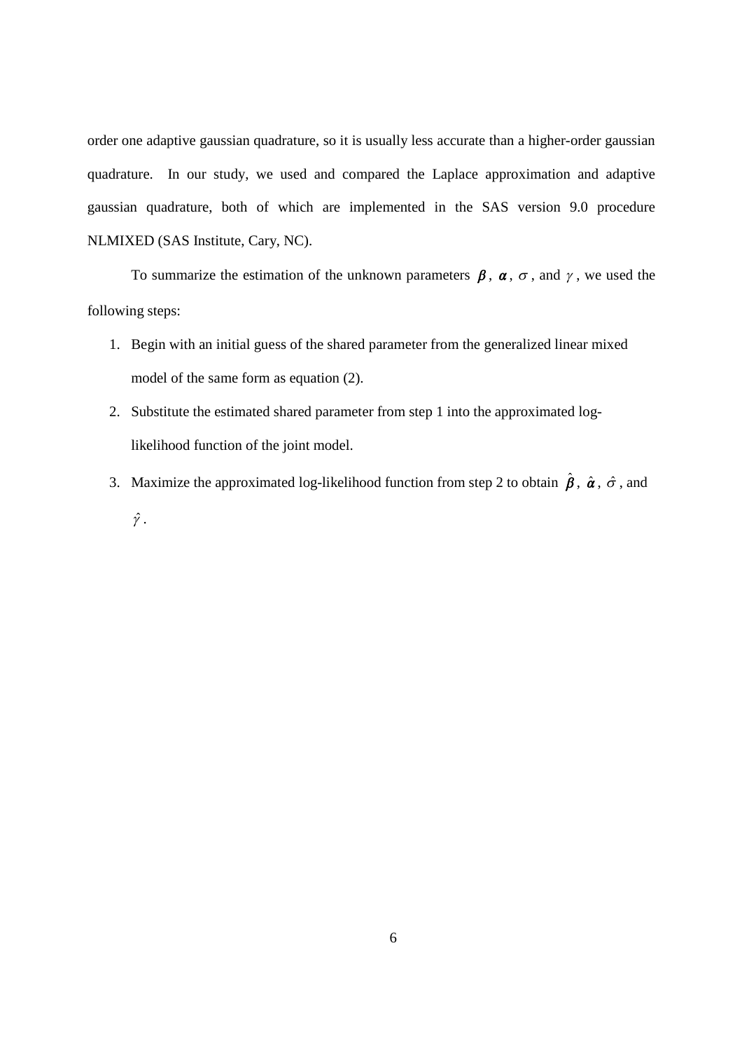order one adaptive gaussian quadrature, so it is usually less accurate than a higher-order gaussian quadrature. In our study, we used and compared the Laplace approximation and adaptive gaussian quadrature, both of which are implemented in the SAS version 9.0 procedure NLMIXED (SAS Institute, Cary, NC).

To summarize the estimation of the unknown parameters $\boldsymbol{\beta}$, $\boldsymbol{\alpha}$, $\sigma$, and $\gamma$, we used the following steps:

1. Begin with an initial guess of the shared parameter from the generalized linear mixed model of the same form as equation (2).
2. Substitute the estimated shared parameter from step 1 into the approximated log-likelihood function of the joint model.
3. Maximize the approximated log-likelihood function from step 2 to obtain $\hat{\boldsymbol{\beta}}$, $\hat{\boldsymbol{\alpha}}$, $\hat{\sigma}$, and $\hat{\gamma}$.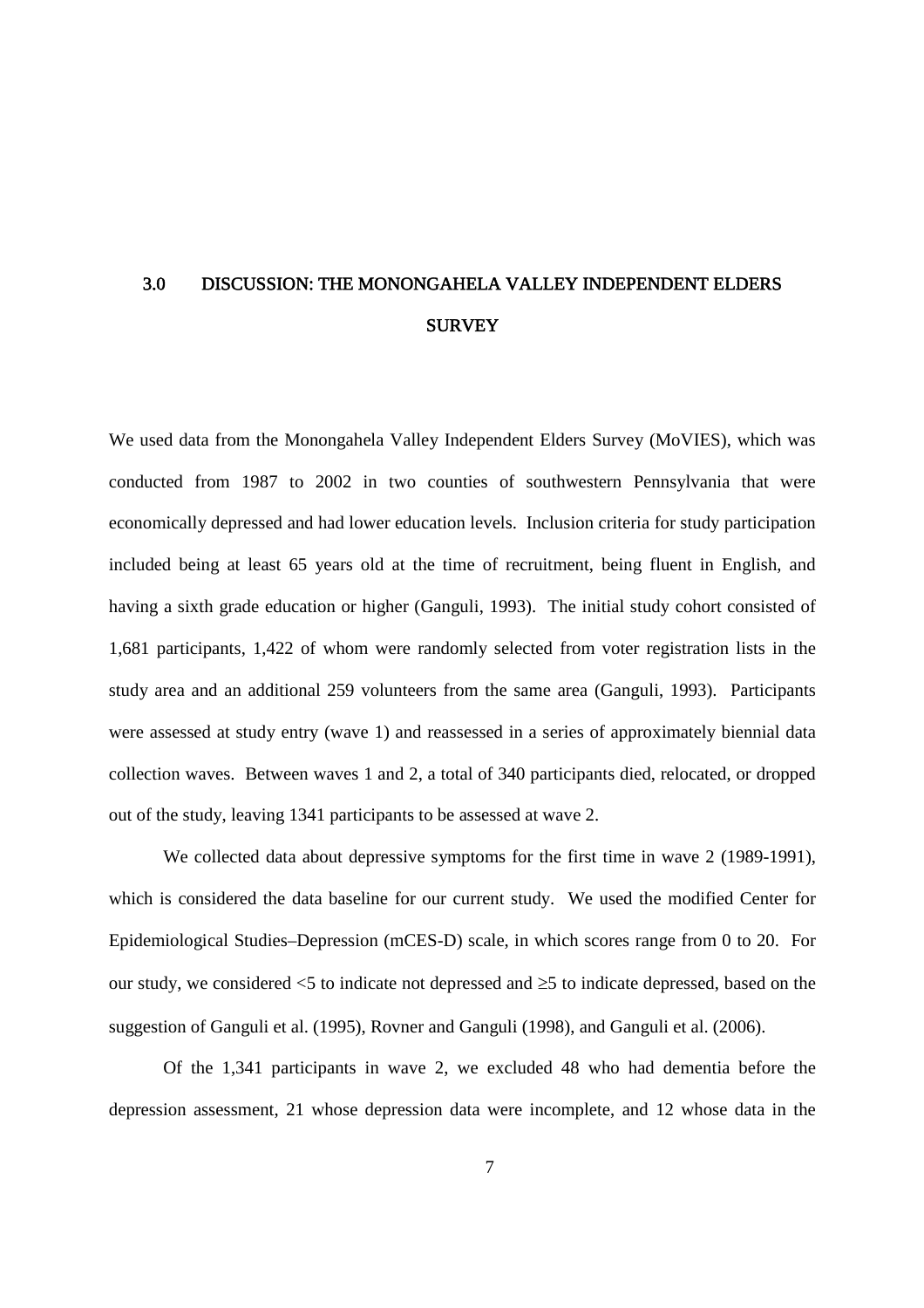# 3.0 DISCUSSION: THE MONONGAHELA VALLEY INDEPENDENT ELDERS SURVEY

We used data from the Monongahela Valley Independent Elders Survey (MoVIES), which was conducted from 1987 to 2002 in two counties of southwestern Pennsylvania that were economically depressed and had lower education levels. Inclusion criteria for study participation included being at least 65 years old at the time of recruitment, being fluent in English, and having a sixth grade education or higher (Ganguli, 1993). The initial study cohort consisted of 1,681 participants, 1,422 of whom were randomly selected from voter registration lists in the study area and an additional 259 volunteers from the same area (Ganguli, 1993). Participants were assessed at study entry (wave 1) and reassessed in a series of approximately biennial data collection waves. Between waves 1 and 2, a total of 340 participants died, relocated, or dropped out of the study, leaving 1341 participants to be assessed at wave 2.

We collected data about depressive symptoms for the first time in wave 2 (1989-1991), which is considered the data baseline for our current study. We used the modified Center for Epidemiological Studies–Depression (mCES-D) scale, in which scores range from 0 to 20. For our study, we considered $<5$ to indicate not depressed and $\geq 5$ to indicate depressed, based on the suggestion of Ganguli et al. (1995), Rovner and Ganguli (1998), and Ganguli et al. (2006).

Of the 1,341 participants in wave 2, we excluded 48 who had dementia before the depression assessment, 21 whose depression data were incomplete, and 12 whose data in the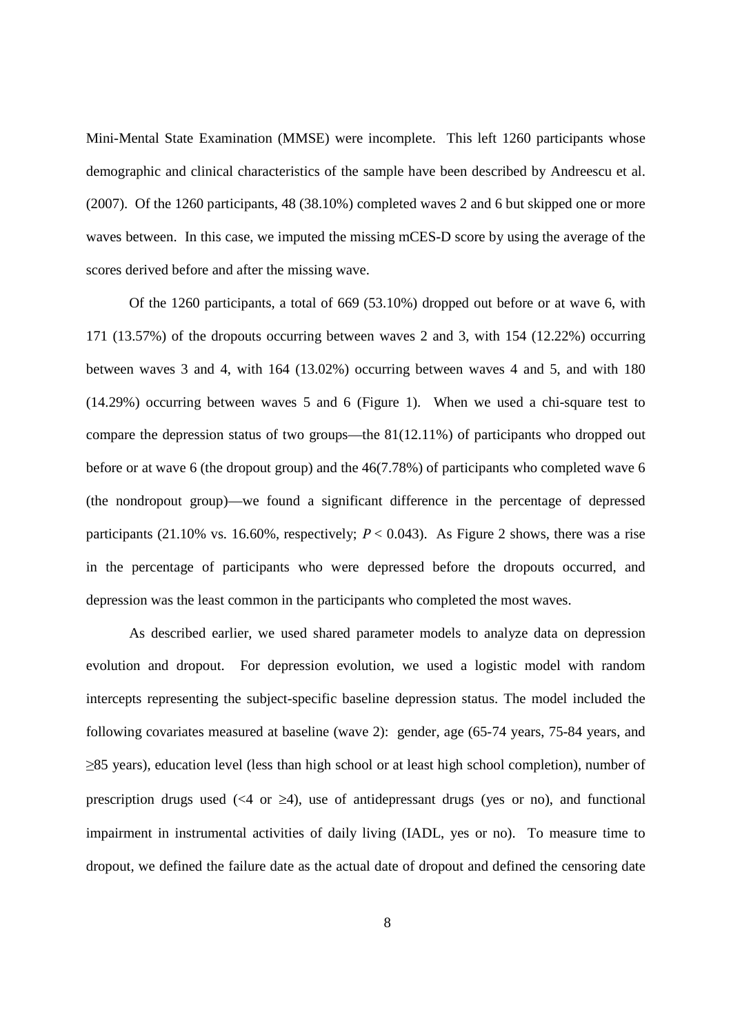Mini-Mental State Examination (MMSE) were incomplete. This left 1260 participants whose demographic and clinical characteristics of the sample have been described by Andreescu et al. (2007). Of the 1260 participants, 48 (38.10%) completed waves 2 and 6 but skipped one or more waves between. In this case, we imputed the missing mCES-D score by using the average of the scores derived before and after the missing wave.

Of the 1260 participants, a total of 669 (53.10%) dropped out before or at wave 6, with 171 (13.57%) of the dropouts occurring between waves 2 and 3, with 154 (12.22%) occurring between waves 3 and 4, with 164 (13.02%) occurring between waves 4 and 5, and with 180 (14.29%) occurring between waves 5 and 6 (Figure 1). When we used a chi-square test to compare the depression status of two groups—the 81(12.11%) of participants who dropped out before or at wave 6 (the dropout group) and the 46(7.78%) of participants who completed wave 6 (the nondropout group)—we found a significant difference in the percentage of depressed participants (21.10% vs. 16.60%, respectively; $P < 0.043$). As Figure 2 shows, there was a rise in the percentage of participants who were depressed before the dropouts occurred, and depression was the least common in the participants who completed the most waves.

As described earlier, we used shared parameter models to analyze data on depression evolution and dropout. For depression evolution, we used a logistic model with random intercepts representing the subject-specific baseline depression status. The model included the following covariates measured at baseline (wave 2): gender, age (65-74 years, 75-84 years, and ≥85 years), education level (less than high school or at least high school completion), number of prescription drugs used (<4 or ≥4), use of antidepressant drugs (yes or no), and functional impairment in instrumental activities of daily living (IADL, yes or no). To measure time to dropout, we defined the failure date as the actual date of dropout and defined the censoring date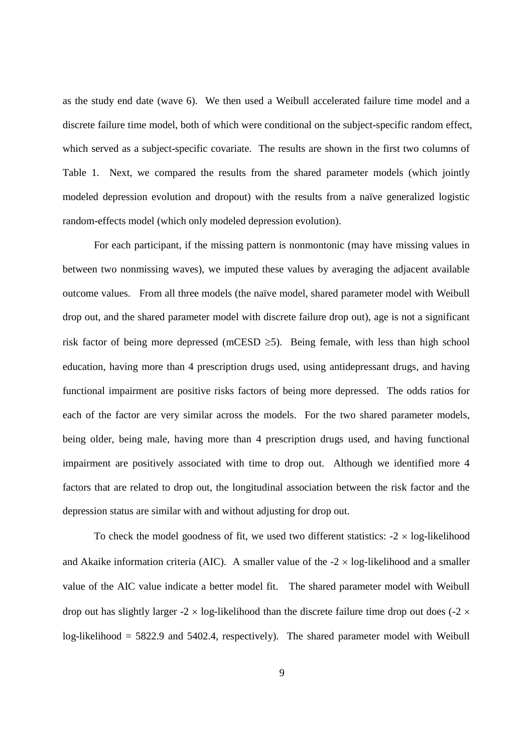as the study end date (wave 6). We then used a Weibull accelerated failure time model and a discrete failure time model, both of which were conditional on the subject-specific random effect, which served as a subject-specific covariate. The results are shown in the first two columns of Table 1. Next, we compared the results from the shared parameter models (which jointly modeled depression evolution and dropout) with the results from a naïve generalized logistic random-effects model (which only modeled depression evolution).

For each participant, if the missing pattern is nonmontonic (may have missing values in between two nonmissing waves), we imputed these values by averaging the adjacent available outcome values. From all three models (the naïve model, shared parameter model with Weibull drop out, and the shared parameter model with discrete failure drop out), age is not a significant risk factor of being more depressed (mCESD $\geq 5$). Being female, with less than high school education, having more than 4 prescription drugs used, using antidepressant drugs, and having functional impairment are positive risks factors of being more depressed. The odds ratios for each of the factor are very similar across the models. For the two shared parameter models, being older, being male, having more than 4 prescription drugs used, and having functional impairment are positively associated with time to drop out. Although we identified more 4 factors that are related to drop out, the longitudinal association between the risk factor and the depression status are similar with and without adjusting for drop out.

To check the model goodness of fit, we used two different statistics: $-2 \times$ log-likelihood and Akaike information criteria (AIC). A smaller value of the $-2 \times$ log-likelihood and a smaller value of the AIC value indicate a better model fit. The shared parameter model with Weibull drop out has slightly larger $-2 \times$ log-likelihood than the discrete failure time drop out does ($-2 \times$ log-likelihood = 5822.9 and 5402.4, respectively). The shared parameter model with Weibull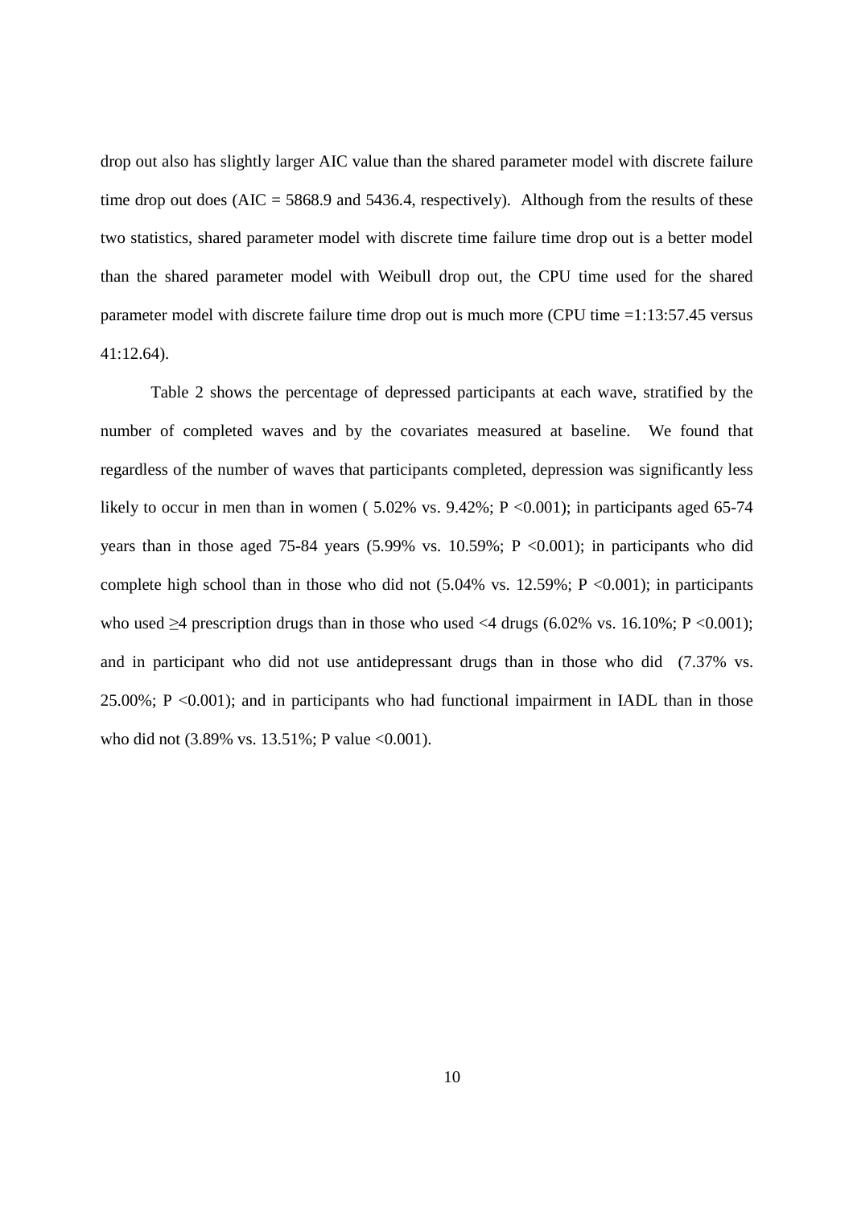drop out also has slightly larger AIC value than the shared parameter model with discrete failure time drop out does (AIC = 5868.9 and 5436.4, respectively). Although from the results of these two statistics, shared parameter model with discrete time failure time drop out is a better model than the shared parameter model with Weibull drop out, the CPU time used for the shared parameter model with discrete failure time drop out is much more (CPU time =1:13:57.45 versus 41:12.64).

Table 2 shows the percentage of depressed participants at each wave, stratified by the number of completed waves and by the covariates measured at baseline. We found that regardless of the number of waves that participants completed, depression was significantly less likely to occur in men than in women ( 5.02% vs. 9.42%; $P < 0.001$); in participants aged 65-74 years than in those aged 75-84 years (5.99% vs. 10.59%; $P < 0.001$); in participants who did complete high school than in those who did not (5.04% vs. 12.59%; $P < 0.001$); in participants who used $\geq 4$ prescription drugs than in those who used $<4$ drugs (6.02% vs. 16.10%; $P < 0.001$); and in participant who did not use antidepressant drugs than in those who did (7.37% vs. 25.00%; $P < 0.001$); and in participants who had functional impairment in IADL than in those who did not (3.89% vs. 13.51%; P value $< 0.001$).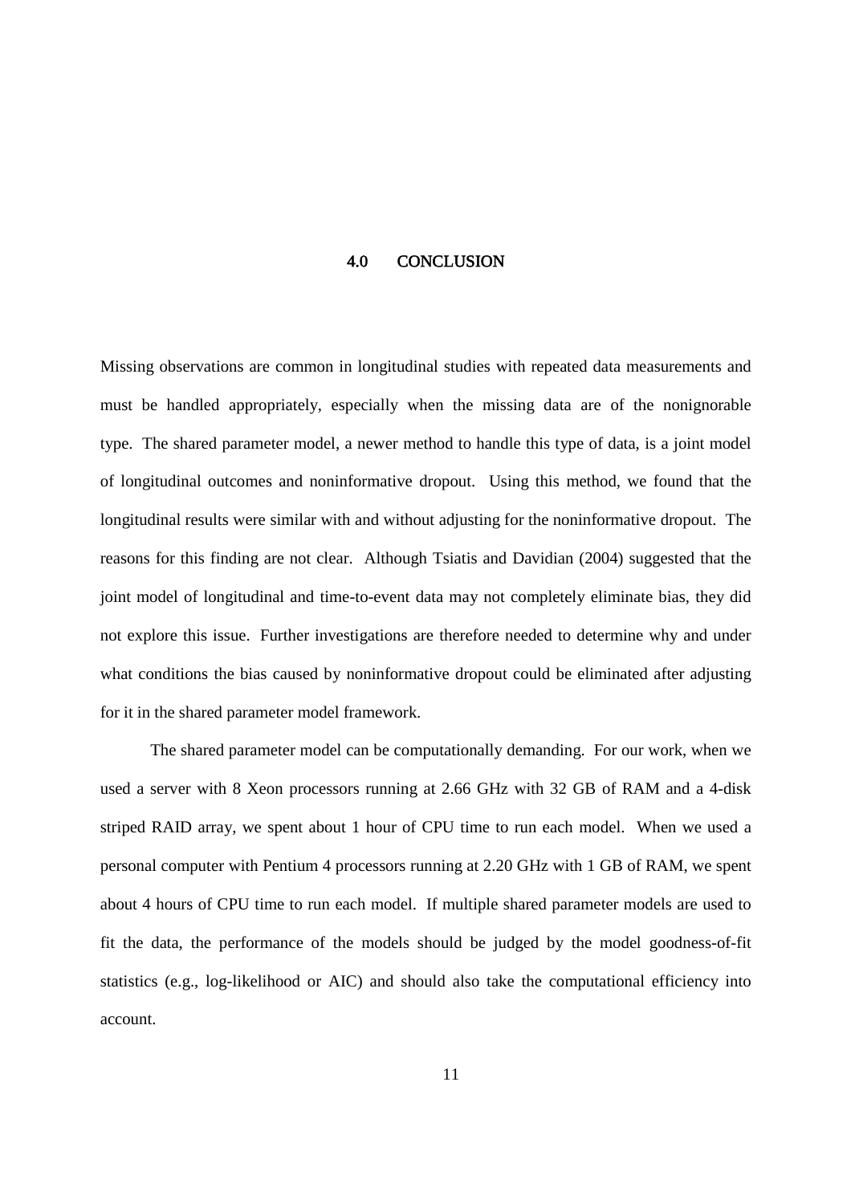# 4.0 CONCLUSION

Missing observations are common in longitudinal studies with repeated data measurements and must be handled appropriately, especially when the missing data are of the nonignorable type. The shared parameter model, a newer method to handle this type of data, is a joint model of longitudinal outcomes and noninformative dropout. Using this method, we found that the longitudinal results were similar with and without adjusting for the noninformative dropout. The reasons for this finding are not clear. Although Tsiatis and Davidian (2004) suggested that the joint model of longitudinal and time-to-event data may not completely eliminate bias, they did not explore this issue. Further investigations are therefore needed to determine why and under what conditions the bias caused by noninformative dropout could be eliminated after adjusting for it in the shared parameter model framework.

The shared parameter model can be computationally demanding. For our work, when we used a server with 8 Xeon processors running at 2.66 GHz with 32 GB of RAM and a 4-disk striped RAID array, we spent about 1 hour of CPU time to run each model. When we used a personal computer with Pentium 4 processors running at 2.20 GHz with 1 GB of RAM, we spent about 4 hours of CPU time to run each model. If multiple shared parameter models are used to fit the data, the performance of the models should be judged by the model goodness-of-fit statistics (e.g., log-likelihood or AIC) and should also take the computational efficiency into account.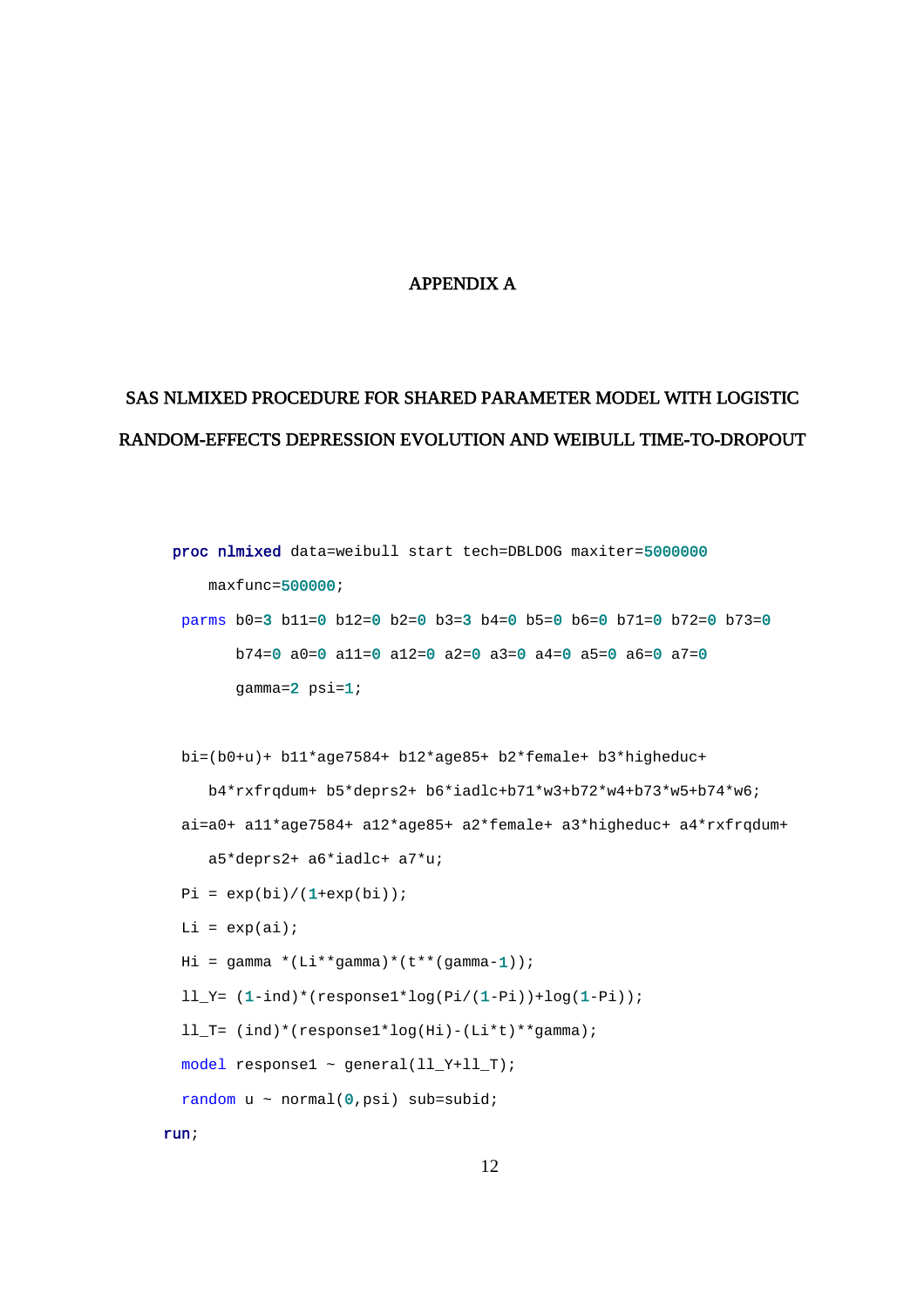# APPENDIX A

## SAS NLMIXED PROCEDURE FOR SHARED PARAMETER MODEL WITH LOGISTIC RANDOM-EFFECTS DEPRESSION EVOLUTION AND WEIBULL TIME-TO-DROPOUT

```
proc nlmixed data=weibull start tech=DBLDOG maxiter=5000000
    maxfunc=500000;
 parms b0=3 b11=0 b12=0 b2=0 b3=3 b4=0 b5=0 b6=0 b71=0 b72=0 b73=0
       b74=0 a0=0 a11=0 a12=0 a2=0 a3=0 a4=0 a5=0 a6=0 a7=0
       gamma=2 psi=1;

 bi=(b0+u)+ b11*age7584+ b12*age85+ b2*female+ b3*higheduc+
    b4*rxfrqdum+ b5*deprs2+ b6*iadlc+b71*w3+b72*w4+b73*w5+b74*w6;
 ai=a0+ a11*age7584+ a12*age85+ a2*female+ a3*higheduc+ a4*rxfrqdum+
    a5*deprs2+ a6*iadlc+ a7*u;
 Pi = exp(bi)/(1+exp(bi));
 Li = exp(ai);
 Hi = gamma *(Li**gamma)*(t**(gamma-1));
 ll_Y= (1-ind)*(response1*log(Pi/(1-Pi))+log(1-Pi));
 ll_T= (ind)*(response1*log(Hi)-(Li*t)**gamma);
 model response1 ~ general(ll_Y+ll_T);
 random u ~ normal(0,psi) sub=subid;
run;
```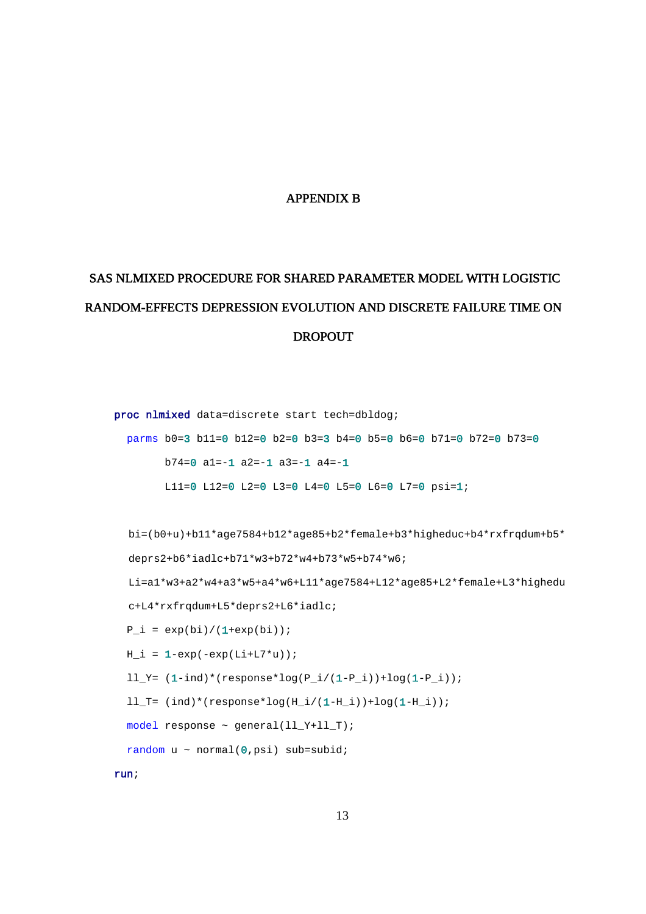# APPENDIX B

## SAS NLMIXED PROCEDURE FOR SHARED PARAMETER MODEL WITH LOGISTIC RANDOM-EFFECTS DEPRESSION EVOLUTION AND DISCRETE FAILURE TIME ON DROPOUT

```
proc nlmixed data=discrete start tech=dbldog;
  parms b0=3 b11=0 b12=0 b2=0 b3=3 b4=0 b5=0 b6=0 b71=0 b72=0 b73=0
        b74=0 a1=-1 a2=-1 a3=-1 a4=-1
        L11=0 L12=0 L2=0 L3=0 L4=0 L5=0 L6=0 L7=0 psi=1;

  bi=(b0+u)+b11*age7584+b12*age85+b2*female+b3*higheduc+b4*rxfrqdum+b5*
  deprs2+b6*iadlc+b71*w3+b72*w4+b73*w5+b74*w6;
  Li=a1*w3+a2*w4+a3*w5+a4*w6+L11*age7584+L12*age85+L2*female+L3*highedu
  c+L4*rxfrqdum+L5*deprs2+L6*iadlc;
  P_i = exp(bi)/(1+exp(bi));
  H_i = 1-exp(-exp(Li+L7*u));
  ll_Y= (1-ind)*(response*log(P_i/(1-P_i))+log(1-P_i));
  ll_T= (ind)*(response*log(H_i/(1-H_i))+log(1-H_i));
  model response ~ general(ll_Y+ll_T);
  random u ~ normal(0,psi) sub=subid;
run;
```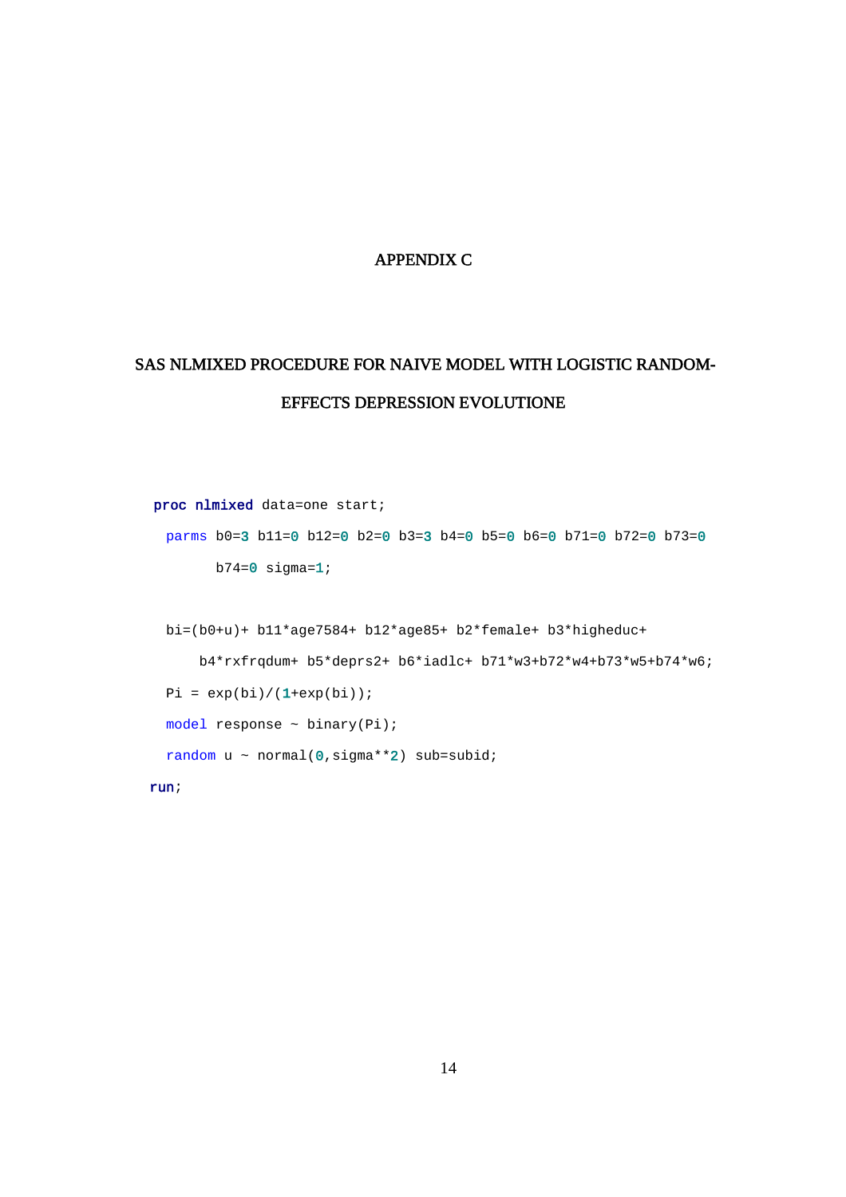# APPENDIX C

## SAS NLMIXED PROCEDURE FOR NAIVE MODEL WITH LOGISTIC RANDOM-EFFECTS DEPRESSION EVOLUTIONE

```
proc nlmixed data=one start;
  parms b0=3 b11=0 b12=0 b2=0 b3=3 b4=0 b5=0 b6=0 b71=0 b72=0 b73=0
        b74=0 sigma=1;

  bi=(b0+u)+ b11*age7584+ b12*age85+ b2*female+ b3*higheduc+
      b4*rxfrqdum+ b5*deprs2+ b6*iadlc+ b71*w3+b72*w4+b73*w5+b74*w6;
  Pi = exp(bi)/(1+exp(bi));
  model response ~ binary(Pi);
  random u ~ normal(0,sigma**2) sub=subid;
run;
```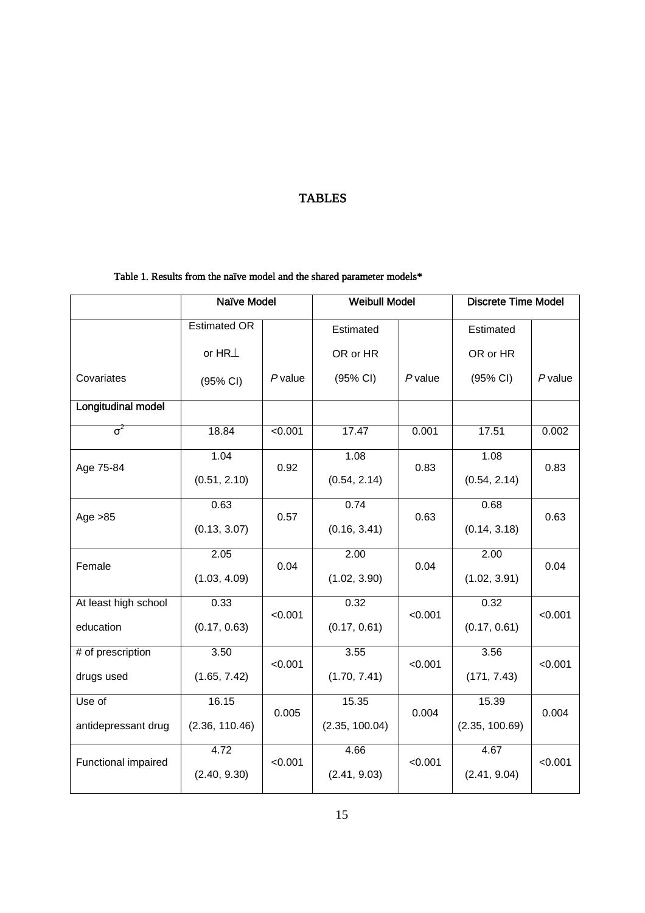# TABLES

Table 1. Results from the naïve model and the shared parameter models*

| | Naïve Model | | Weibull Model | | Discrete Time Model | |
|---|---|---|---|---|---|---|
| Covariates | Estimated OR or HR⊥ (95% CI) | *P* value | Estimated OR or HR (95% CI) | *P* value | Estimated OR or HR (95% CI) | *P* value |
| **Longitudinal model** | | | | | | |
| $\sigma^2$ | 18.84 | <0.001 | 17.47 | 0.001 | 17.51 | 0.002 |
| Age 75-84 | 1.04 (0.51, 2.10) | 0.92 | 1.08 (0.54, 2.14) | 0.83 | 1.08 (0.54, 2.14) | 0.83 |
| Age >85 | 0.63 (0.13, 3.07) | 0.57 | 0.74 (0.16, 3.41) | 0.63 | 0.68 (0.14, 3.18) | 0.63 |
| Female | 2.05 (1.03, 4.09) | 0.04 | 2.00 (1.02, 3.90) | 0.04 | 2.00 (1.02, 3.91) | 0.04 |
| At least high school education | 0.33 (0.17, 0.63) | <0.001 | 0.32 (0.17, 0.61) | <0.001 | 0.32 (0.17, 0.61) | <0.001 |
| # of prescription drugs used | 3.50 (1.65, 7.42) | <0.001 | 3.55 (1.70, 7.41) | <0.001 | 3.56 (171, 7.43) | <0.001 |
| Use of antidepressant drug | 16.15 (2.36, 110.46) | 0.005 | 15.35 (2.35, 100.04) | 0.004 | 15.39 (2.35, 100.69) | 0.004 |
| Functional impaired | 4.72 (2.40, 9.30) | <0.001 | 4.66 (2.41, 9.03) | <0.001 | 4.67 (2.41, 9.04) | <0.001 |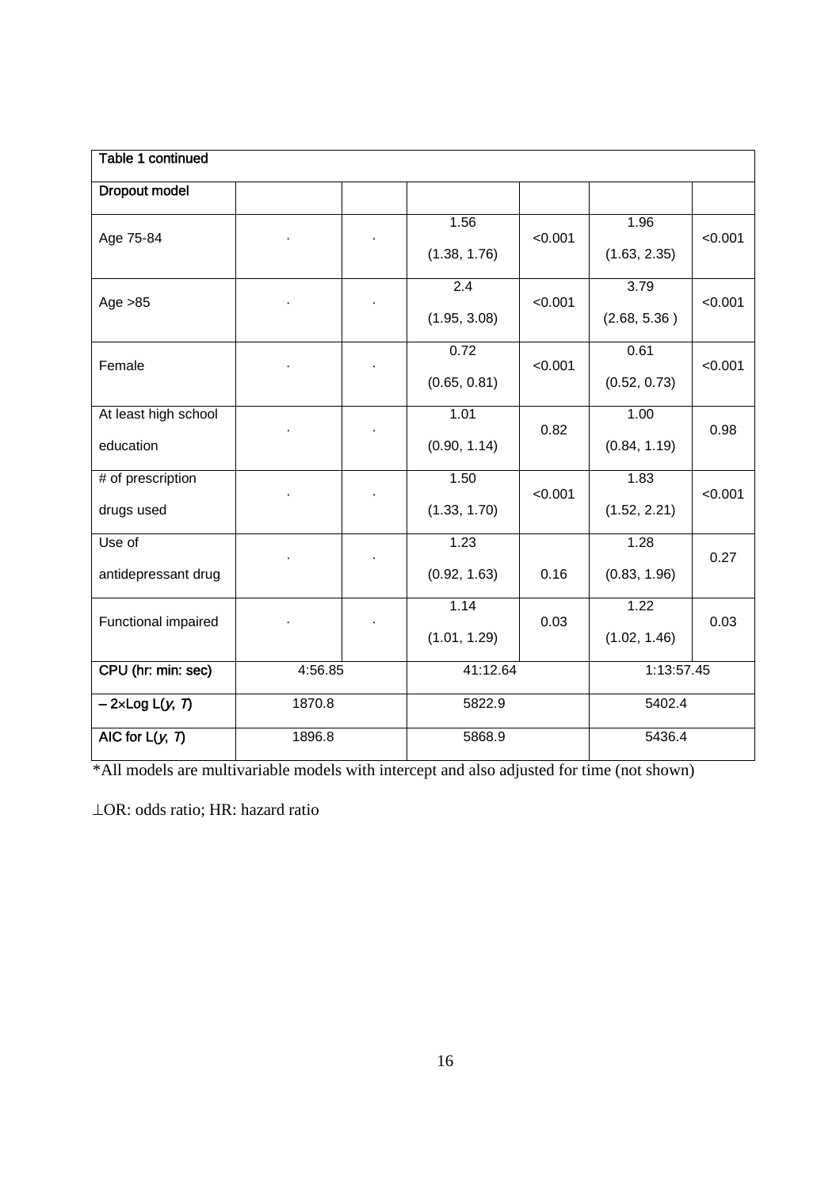| Table 1 continued | | | | | | |
|---|---|---|---|---|---|---|
| **Dropout model** | | | | | | |
| Age 75-84 | · | · | 1.56 (1.38, 1.76) | <0.001 | 1.96 (1.63, 2.35) | <0.001 |
| Age >85 | · | · | 2.4 (1.95, 3.08) | <0.001 | 3.79 (2.68, 5.36 ) | <0.001 |
| Female | · | · | 0.72 (0.65, 0.81) | <0.001 | 0.61 (0.52, 0.73) | <0.001 |
| At least high school education | · | · | 1.01 (0.90, 1.14) | 0.82 | 1.00 (0.84, 1.19) | 0.98 |
| # of prescription drugs used | · | · | 1.50 (1.33, 1.70) | <0.001 | 1.83 (1.52, 2.21) | <0.001 |
| Use of antidepressant drug | · | · | 1.23 (0.92, 1.63) | 0.16 | 1.28 (0.83, 1.96) | 0.27 |
| Functional impaired | · | · | 1.14 (1.01, 1.29) | 0.03 | 1.22 (1.02, 1.46) | 0.03 |
| **CPU (hr: min: sec)** | 4:56.85 | | 41:12.64 | | 1:13:57.45 | |
| **$-2\times$Log L($y$, $T$)** | 1870.8 | | 5822.9 | | 5402.4 | |
| **AIC for L($y$, $T$)** | 1896.8 | | 5868.9 | | 5436.4 | |

*All models are multivariable models with intercept and also adjusted for time (not shown)

⊥OR: odds ratio; HR: hazard ratio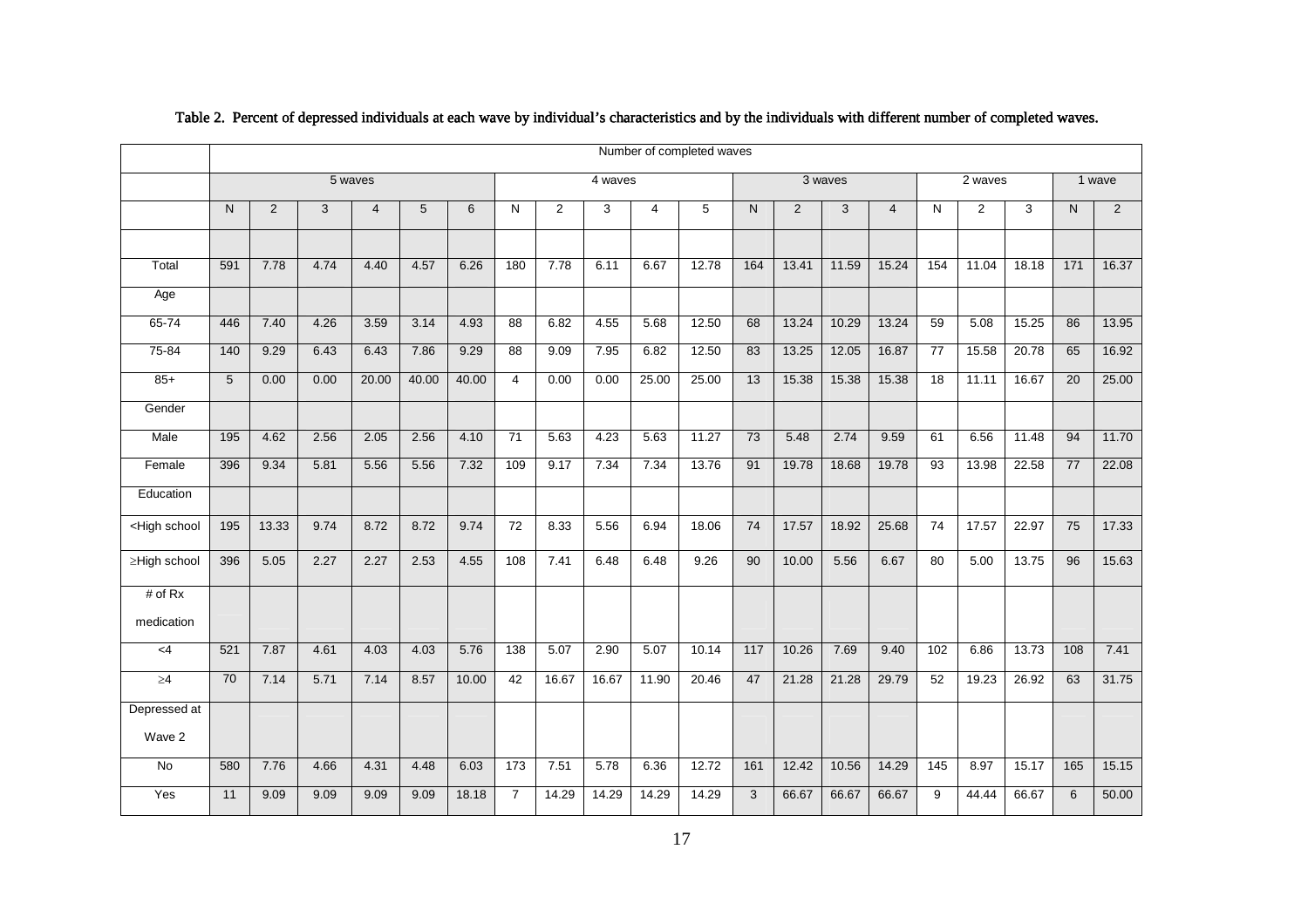Table 2. Percent of depressed individuals at each wave by individual's characteristics and by the individuals with different number of completed waves.

| | Number of completed waves | | | | | | | | | | | | | | | | | | | |
|---|---|---|---|---|---|---|---|---|---|---|---|---|---|---|---|---|---|---|---|---|
| | 5 waves | | | | | | 4 waves | | | | | 3 waves | | | | 2 waves | | | 1 wave | |
| | N | 2 | 3 | 4 | 5 | 6 | N | 2 | 3 | 4 | 5 | N | 2 | 3 | 4 | N | 2 | 3 | N | 2 |
| Total | 591 | 7.78 | 4.74 | 4.40 | 4.57 | 6.26 | 180 | 7.78 | 6.11 | 6.67 | 12.78 | 164 | 13.41 | 11.59 | 15.24 | 154 | 11.04 | 18.18 | 171 | 16.37 |
| Age | | | | | | | | | | | | | | | | | | | | |
| 65-74 | 446 | 7.40 | 4.26 | 3.59 | 3.14 | 4.93 | 88 | 6.82 | 4.55 | 5.68 | 12.50 | 68 | 13.24 | 10.29 | 13.24 | 59 | 5.08 | 15.25 | 86 | 13.95 |
| 75-84 | 140 | 9.29 | 6.43 | 6.43 | 7.86 | 9.29 | 88 | 9.09 | 7.95 | 6.82 | 12.50 | 83 | 13.25 | 12.05 | 16.87 | 77 | 15.58 | 20.78 | 65 | 16.92 |
| 85+ | 5 | 0.00 | 0.00 | 20.00 | 40.00 | 40.00 | 4 | 0.00 | 0.00 | 25.00 | 25.00 | 13 | 15.38 | 15.38 | 15.38 | 18 | 11.11 | 16.67 | 20 | 25.00 |
| Gender | | | | | | | | | | | | | | | | | | | | |
| Male | 195 | 4.62 | 2.56 | 2.05 | 2.56 | 4.10 | 71 | 5.63 | 4.23 | 5.63 | 11.27 | 73 | 5.48 | 2.74 | 9.59 | 61 | 6.56 | 11.48 | 94 | 11.70 |
| Female | 396 | 9.34 | 5.81 | 5.56 | 5.56 | 7.32 | 109 | 9.17 | 7.34 | 7.34 | 13.76 | 91 | 19.78 | 18.68 | 19.78 | 93 | 13.98 | 22.58 | 77 | 22.08 |
| Education | | | | | | | | | | | | | | | | | | | | |
| <High school | 195 | 13.33 | 9.74 | 8.72 | 8.72 | 9.74 | 72 | 8.33 | 5.56 | 6.94 | 18.06 | 74 | 17.57 | 18.92 | 25.68 | 74 | 17.57 | 22.97 | 75 | 17.33 |
| ≥High school | 396 | 5.05 | 2.27 | 2.27 | 2.53 | 4.55 | 108 | 7.41 | 6.48 | 6.48 | 9.26 | 90 | 10.00 | 5.56 | 6.67 | 80 | 5.00 | 13.75 | 96 | 15.63 |
| # of Rx medication | | | | | | | | | | | | | | | | | | | | |
| <4 | 521 | 7.87 | 4.61 | 4.03 | 4.03 | 5.76 | 138 | 5.07 | 2.90 | 5.07 | 10.14 | 117 | 10.26 | 7.69 | 9.40 | 102 | 6.86 | 13.73 | 108 | 7.41 |
| ≥4 | 70 | 7.14 | 5.71 | 7.14 | 8.57 | 10.00 | 42 | 16.67 | 16.67 | 11.90 | 20.46 | 47 | 21.28 | 21.28 | 29.79 | 52 | 19.23 | 26.92 | 63 | 31.75 |
| Depressed at Wave 2 | | | | | | | | | | | | | | | | | | | | |
| No | 580 | 7.76 | 4.66 | 4.31 | 4.48 | 6.03 | 173 | 7.51 | 5.78 | 6.36 | 12.72 | 161 | 12.42 | 10.56 | 14.29 | 145 | 8.97 | 15.17 | 165 | 15.15 |
| Yes | 11 | 9.09 | 9.09 | 9.09 | 9.09 | 18.18 | 7 | 14.29 | 14.29 | 14.29 | 14.29 | 3 | 66.67 | 66.67 | 66.67 | 9 | 44.44 | 66.67 | 6 | 50.00 |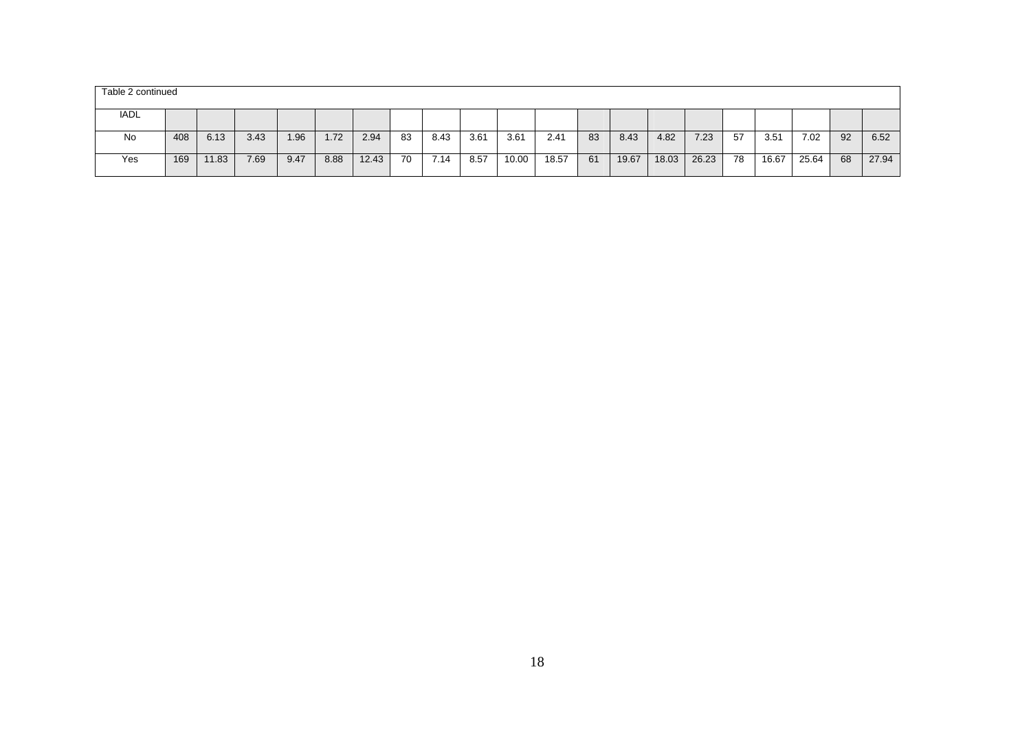Table 2 continued

| IADL | | | | | | | | | | | | | | | | | | | | |
|---|---|---|---|---|---|---|---|---|---|---|---|---|---|---|---|---|---|---|---|---|
| No | 408 | 6.13 | 3.43 | 1.96 | 1.72 | 2.94 | 83 | 8.43 | 3.61 | 3.61 | 2.41 | 83 | 8.43 | 4.82 | 7.23 | 57 | 3.51 | 7.02 | 92 | 6.52 |
| Yes | 169 | 11.83 | 7.69 | 9.47 | 8.88 | 12.43 | 70 | 7.14 | 8.57 | 10.00 | 18.57 | 61 | 19.67 | 18.03 | 26.23 | 78 | 16.67 | 25.64 | 68 | 27.94 |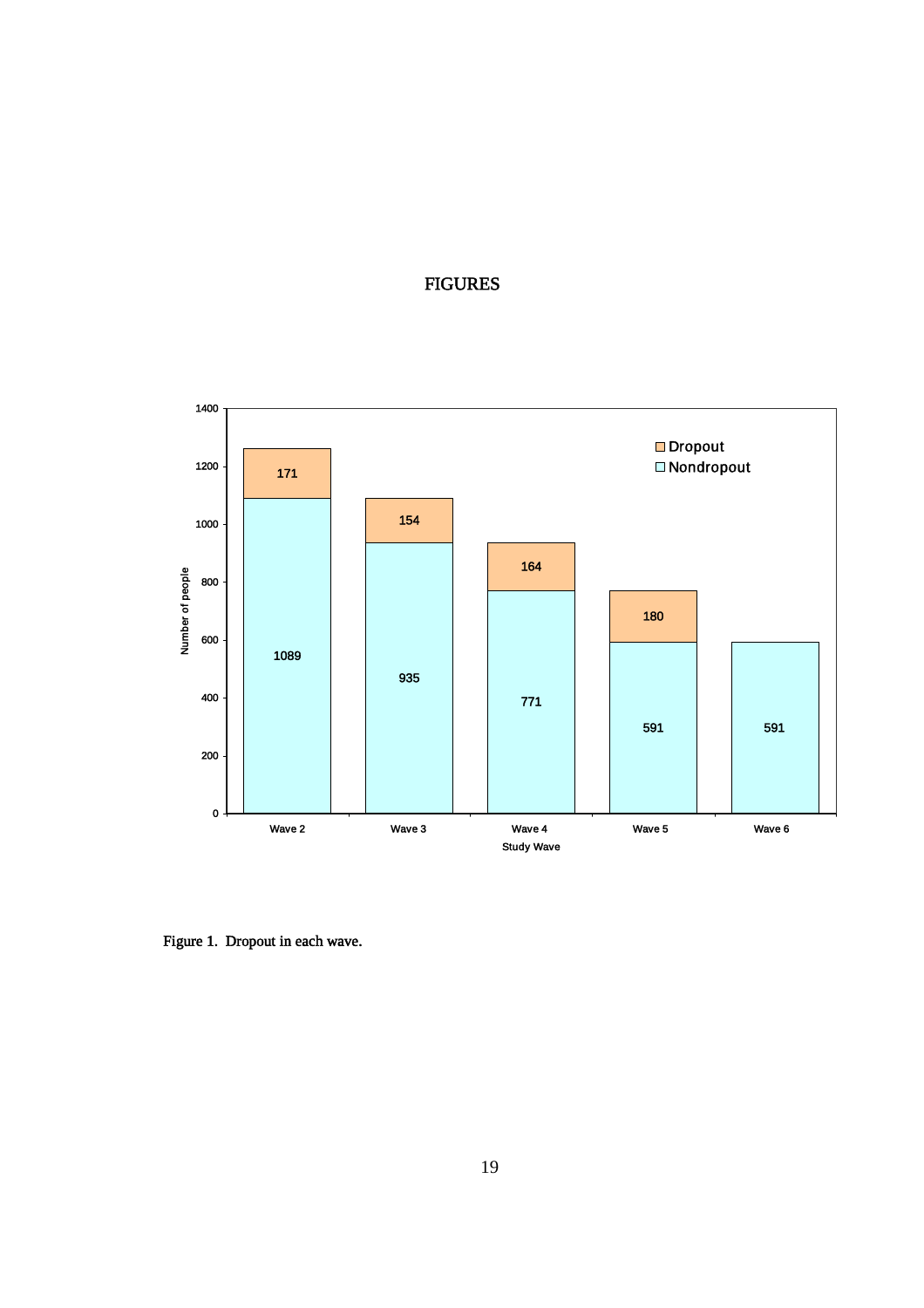# FIGURES

Figure 1. Dropout in each wave.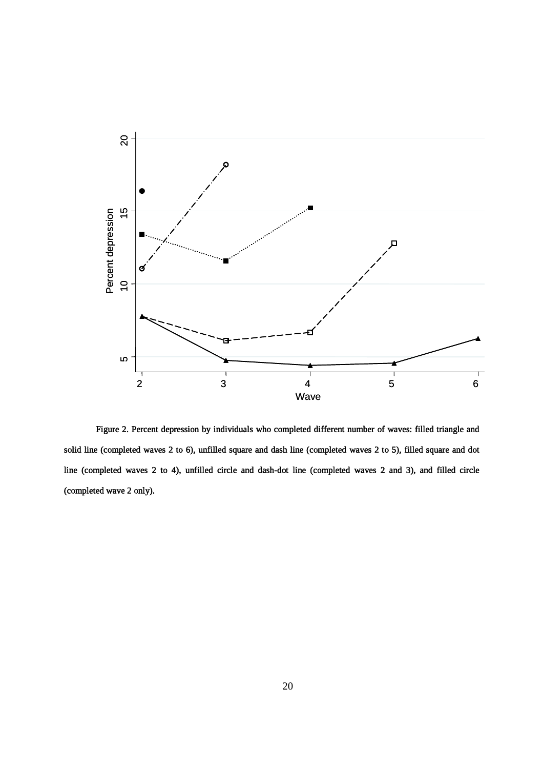Figure 2. Percent depression by individuals who completed different number of waves: filled triangle and solid line (completed waves 2 to 6), unfilled square and dash line (completed waves 2 to 5), filled square and dot line (completed waves 2 to 4), unfilled circle and dash-dot line (completed waves 2 and 3), and filled circle (completed wave 2 only).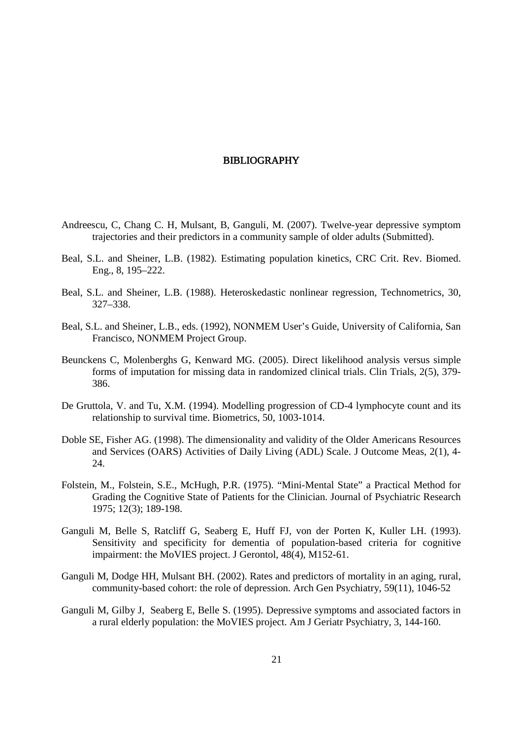# BIBLIOGRAPHY

Andreescu, C, Chang C. H, Mulsant, B, Ganguli, M. (2007). Twelve-year depressive symptom trajectories and their predictors in a community sample of older adults (Submitted).

Beal, S.L. and Sheiner, L.B. (1982). Estimating population kinetics, CRC Crit. Rev. Biomed. Eng., 8, 195–222.

Beal, S.L. and Sheiner, L.B. (1988). Heteroskedastic nonlinear regression, Technometrics, 30, 327–338.

Beal, S.L. and Sheiner, L.B., eds. (1992), NONMEM User's Guide, University of California, San Francisco, NONMEM Project Group.

Beunckens C, Molenberghs G, Kenward MG. (2005). Direct likelihood analysis versus simple forms of imputation for missing data in randomized clinical trials. Clin Trials, 2(5), 379-386.

De Gruttola, V. and Tu, X.M. (1994). Modelling progression of CD-4 lymphocyte count and its relationship to survival time. Biometrics, 50, 1003-1014.

Doble SE, Fisher AG. (1998). The dimensionality and validity of the Older Americans Resources and Services (OARS) Activities of Daily Living (ADL) Scale. J Outcome Meas, 2(1), 4-24.

Folstein, M., Folstein, S.E., McHugh, P.R. (1975). "Mini-Mental State" a Practical Method for Grading the Cognitive State of Patients for the Clinician. Journal of Psychiatric Research 1975; 12(3); 189-198.

Ganguli M, Belle S, Ratcliff G, Seaberg E, Huff FJ, von der Porten K, Kuller LH. (1993). Sensitivity and specificity for dementia of population-based criteria for cognitive impairment: the MoVIES project. J Gerontol, 48(4), M152-61.

Ganguli M, Dodge HH, Mulsant BH. (2002). Rates and predictors of mortality in an aging, rural, community-based cohort: the role of depression. Arch Gen Psychiatry, 59(11), 1046-52

Ganguli M, Gilby J, Seaberg E, Belle S. (1995). Depressive symptoms and associated factors in a rural elderly population: the MoVIES project. Am J Geriatr Psychiatry, 3, 144-160.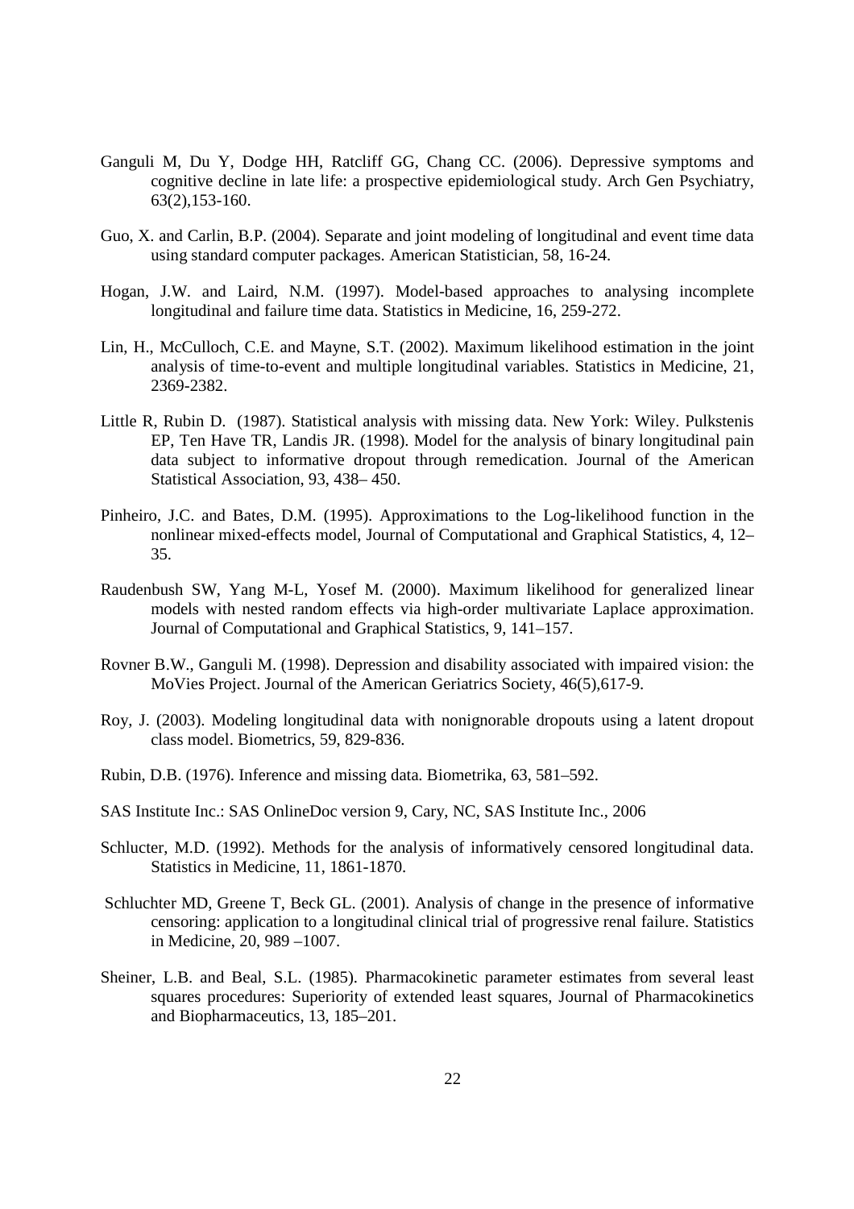Ganguli M, Du Y, Dodge HH, Ratcliff GG, Chang CC. (2006). Depressive symptoms and cognitive decline in late life: a prospective epidemiological study. Arch Gen Psychiatry, 63(2),153-160.

Guo, X. and Carlin, B.P. (2004). Separate and joint modeling of longitudinal and event time data using standard computer packages. American Statistician, 58, 16-24.

Hogan, J.W. and Laird, N.M. (1997). Model-based approaches to analysing incomplete longitudinal and failure time data. Statistics in Medicine, 16, 259-272.

Lin, H., McCulloch, C.E. and Mayne, S.T. (2002). Maximum likelihood estimation in the joint analysis of time-to-event and multiple longitudinal variables. Statistics in Medicine, 21, 2369-2382.

Little R, Rubin D. (1987). Statistical analysis with missing data. New York: Wiley. Pulkstenis EP, Ten Have TR, Landis JR. (1998). Model for the analysis of binary longitudinal pain data subject to informative dropout through remedication. Journal of the American Statistical Association, 93, 438– 450.

Pinheiro, J.C. and Bates, D.M. (1995). Approximations to the Log-likelihood function in the nonlinear mixed-effects model, Journal of Computational and Graphical Statistics, 4, 12–35.

Raudenbush SW, Yang M-L, Yosef M. (2000). Maximum likelihood for generalized linear models with nested random effects via high-order multivariate Laplace approximation. Journal of Computational and Graphical Statistics, 9, 141–157.

Rovner B.W., Ganguli M. (1998). Depression and disability associated with impaired vision: the MoVies Project. Journal of the American Geriatrics Society, 46(5),617-9.

Roy, J. (2003). Modeling longitudinal data with nonignorable dropouts using a latent dropout class model. Biometrics, 59, 829-836.

Rubin, D.B. (1976). Inference and missing data. Biometrika, 63, 581–592.

SAS Institute Inc.: SAS OnlineDoc version 9, Cary, NC, SAS Institute Inc., 2006

Schlucter, M.D. (1992). Methods for the analysis of informatively censored longitudinal data. Statistics in Medicine, 11, 1861-1870.

Schluchter MD, Greene T, Beck GL. (2001). Analysis of change in the presence of informative censoring: application to a longitudinal clinical trial of progressive renal failure. Statistics in Medicine, 20, 989 –1007.

Sheiner, L.B. and Beal, S.L. (1985). Pharmacokinetic parameter estimates from several least squares procedures: Superiority of extended least squares, Journal of Pharmacokinetics and Biopharmaceutics, 13, 185–201.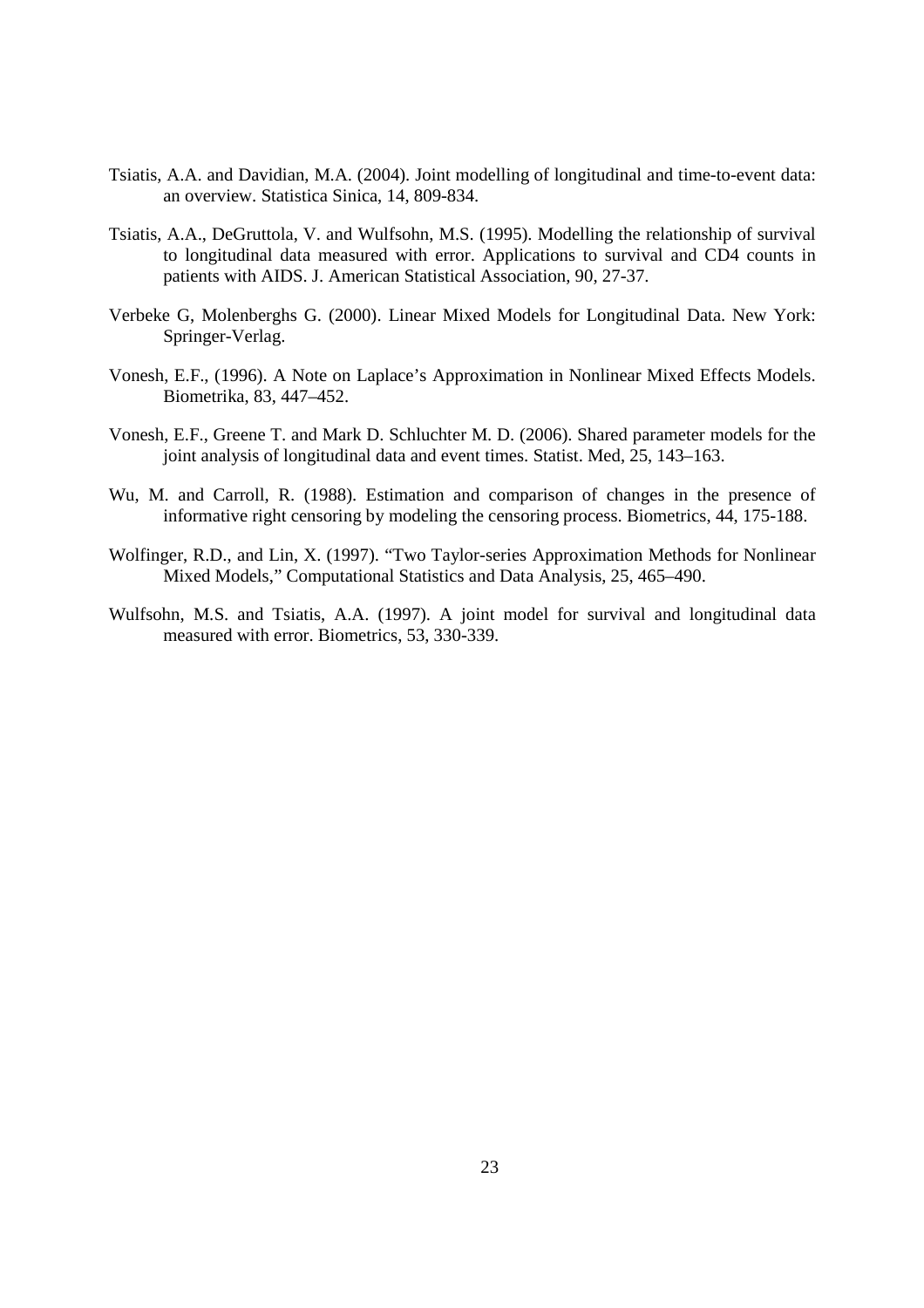Tsiatis, A.A. and Davidian, M.A. (2004). Joint modelling of longitudinal and time-to-event data: an overview. Statistica Sinica, 14, 809-834.

Tsiatis, A.A., DeGruttola, V. and Wulfsohn, M.S. (1995). Modelling the relationship of survival to longitudinal data measured with error. Applications to survival and CD4 counts in patients with AIDS. J. American Statistical Association, 90, 27-37.

Verbeke G, Molenberghs G. (2000). Linear Mixed Models for Longitudinal Data. New York: Springer-Verlag.

Vonesh, E.F., (1996). A Note on Laplace's Approximation in Nonlinear Mixed Effects Models. Biometrika, 83, 447–452.

Vonesh, E.F., Greene T. and Mark D. Schluchter M. D. (2006). Shared parameter models for the joint analysis of longitudinal data and event times. Statist. Med, 25, 143–163.

Wu, M. and Carroll, R. (1988). Estimation and comparison of changes in the presence of informative right censoring by modeling the censoring process. Biometrics, 44, 175-188.

Wolfinger, R.D., and Lin, X. (1997). "Two Taylor-series Approximation Methods for Nonlinear Mixed Models," Computational Statistics and Data Analysis, 25, 465–490.

Wulfsohn, M.S. and Tsiatis, A.A. (1997). A joint model for survival and longitudinal data measured with error. Biometrics, 53, 330-339.